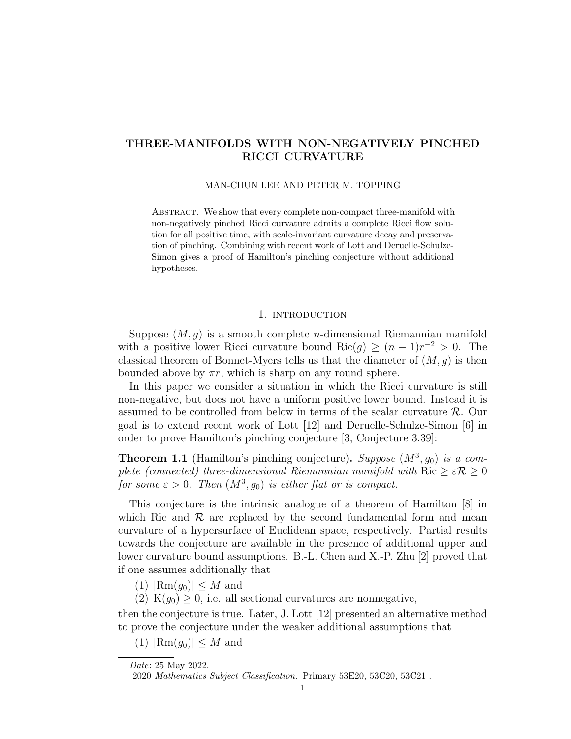# THREE-MANIFOLDS WITH NON-NEGATIVELY PINCHED RICCI CURVATURE

MAN-CHUN LEE AND PETER M. TOPPING

Abstract. We show that every complete non-compact three-manifold with non-negatively pinched Ricci curvature admits a complete Ricci flow solution for all positive time, with scale-invariant curvature decay and preservation of pinching. Combining with recent work of Lott and Deruelle-Schulze-Simon gives a proof of Hamilton's pinching conjecture without additional hypotheses.

## 1. Introduction

Suppose $(M, g)$ is a smooth complete $n$-dimensional Riemannian manifold with a positive lower Ricci curvature bound $\mathrm{Ric}(g) \geq (n-1)r^{-2} > 0$. The classical theorem of Bonnet-Myers tells us that the diameter of $(M, g)$ is then bounded above by $\pi r$, which is sharp on any round sphere.

In this paper we consider a situation in which the Ricci curvature is still non-negative, but does not have a uniform positive lower bound. Instead it is assumed to be controlled from below in terms of the scalar curvature $\mathcal{R}$. Our goal is to extend recent work of Lott [12] and Deruelle-Schulze-Simon [6] in order to prove Hamilton's pinching conjecture [3, Conjecture 3.39]:

**Theorem 1.1** (Hamilton's pinching conjecture)**.** *Suppose $(M^3, g_0)$ is a complete (connected) three-dimensional Riemannian manifold with $\mathrm{Ric} \geq \varepsilon \mathcal{R} \geq 0$ for some $\varepsilon > 0$. Then $(M^3, g_0)$ is either flat or is compact.*

This conjecture is the intrinsic analogue of a theorem of Hamilton [8] in which Ric and $\mathcal{R}$ are replaced by the second fundamental form and mean curvature of a hypersurface of Euclidean space, respectively. Partial results towards the conjecture are available in the presence of additional upper and lower curvature bound assumptions. B.-L. Chen and X.-P. Zhu [2] proved that if one assumes additionally that

(1) $|\mathrm{Rm}(g_0)| \leq M$ and
(2) $\mathrm{K}(g_0) \geq 0$, i.e. all sectional curvatures are nonnegative,

then the conjecture is true. Later, J. Lott [12] presented an alternative method to prove the conjecture under the weaker additional assumptions that

(1) $|\mathrm{Rm}(g_0)| \leq M$ and

*Date*: 25 May 2022.

2020 *Mathematics Subject Classification.* Primary 53E20, 53C20, 53C21 .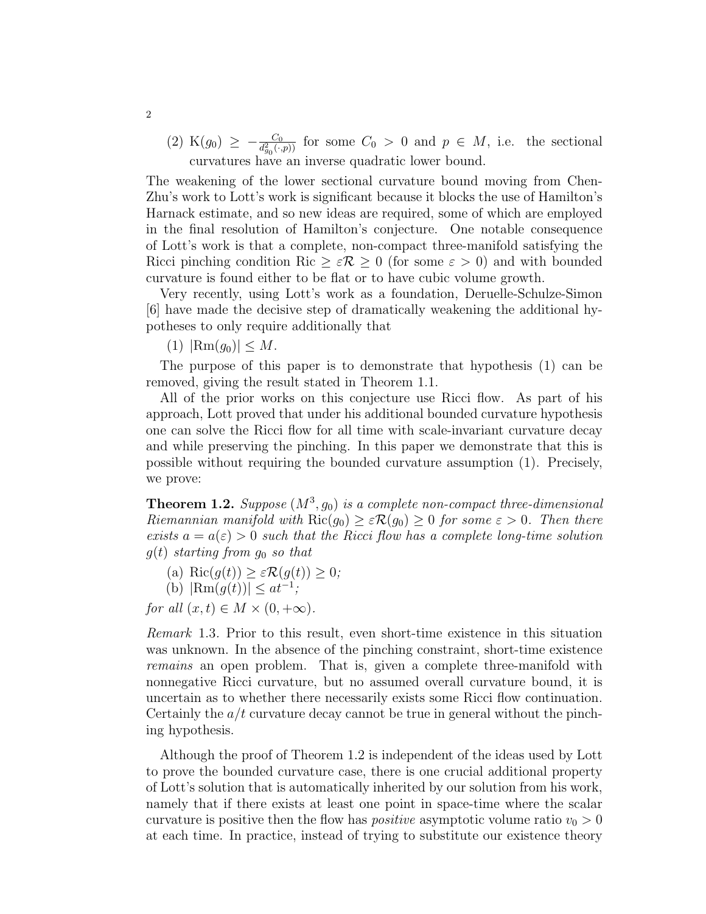(2) $\mathrm{K}(g_0) \geq -\frac{C_0}{d^2_{g_0}(\cdot,p))}$ for some $C_0 > 0$ and $p \in M$, i.e. the sectional curvatures have an inverse quadratic lower bound.

The weakening of the lower sectional curvature bound moving from Chen-Zhu's work to Lott's work is significant because it blocks the use of Hamilton's Harnack estimate, and so new ideas are required, some of which are employed in the final resolution of Hamilton's conjecture. One notable consequence of Lott's work is that a complete, non-compact three-manifold satisfying the Ricci pinching condition $\mathrm{Ric} \geq \varepsilon \mathcal{R} \geq 0$ (for some $\varepsilon > 0$) and with bounded curvature is found either to be flat or to have cubic volume growth.

Very recently, using Lott's work as a foundation, Deruelle-Schulze-Simon [6] have made the decisive step of dramatically weakening the additional hypotheses to only require additionally that

(1) $|\mathrm{Rm}(g_0)| \leq M$.

The purpose of this paper is to demonstrate that hypothesis (1) can be removed, giving the result stated in Theorem 1.1.

All of the prior works on this conjecture use Ricci flow. As part of his approach, Lott proved that under his additional bounded curvature hypothesis one can solve the Ricci flow for all time with scale-invariant curvature decay and while preserving the pinching. In this paper we demonstrate that this is possible without requiring the bounded curvature assumption (1). Precisely, we prove:

**Theorem 1.2.** *Suppose $(M^3, g_0)$ is a complete non-compact three-dimensional Riemannian manifold with $\mathrm{Ric}(g_0) \geq \varepsilon \mathcal{R}(g_0) \geq 0$ for some $\varepsilon > 0$. Then there exists $a = a(\varepsilon) > 0$ such that the Ricci flow has a complete long-time solution $g(t)$ starting from $g_0$ so that*

(a) $\mathrm{Ric}(g(t)) \geq \varepsilon \mathcal{R}(g(t)) \geq 0$*;*

(b) $|\mathrm{Rm}(g(t))| \leq at^{-1}$*;*

*for all $(x,t) \in M \times (0, +\infty)$.*

*Remark* 1.3. Prior to this result, even short-time existence in this situation was unknown. In the absence of the pinching constraint, short-time existence *remains* an open problem. That is, given a complete three-manifold with nonnegative Ricci curvature, but no assumed overall curvature bound, it is uncertain as to whether there necessarily exists some Ricci flow continuation. Certainly the $a/t$ curvature decay cannot be true in general without the pinching hypothesis.

Although the proof of Theorem 1.2 is independent of the ideas used by Lott to prove the bounded curvature case, there is one crucial additional property of Lott's solution that is automatically inherited by our solution from his work, namely that if there exists at least one point in space-time where the scalar curvature is positive then the flow has *positive* asymptotic volume ratio $v_0 > 0$ at each time. In practice, instead of trying to substitute our existence theory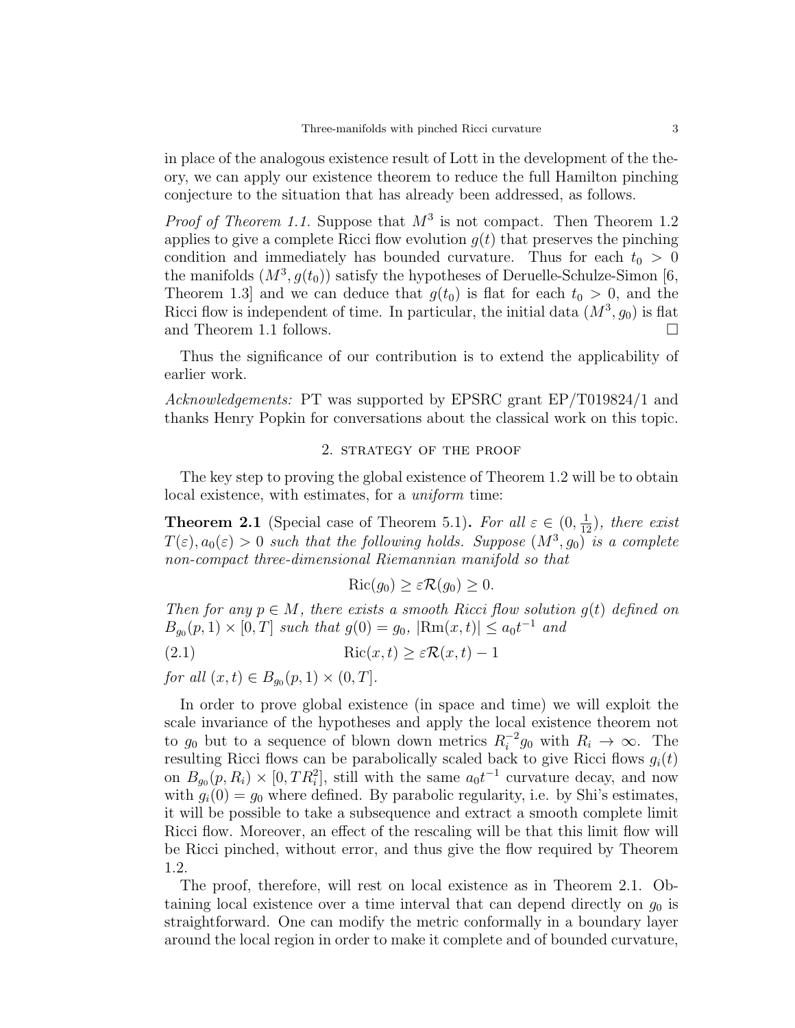in place of the analogous existence result of Lott in the development of the theory, we can apply our existence theorem to reduce the full Hamilton pinching conjecture to the situation that has already been addressed, as follows.

*Proof of Theorem 1.1.* Suppose that $M^3$ is not compact. Then Theorem 1.2 applies to give a complete Ricci flow evolution $g(t)$ that preserves the pinching condition and immediately has bounded curvature. Thus for each $t_0 > 0$ the manifolds $(M^3, g(t_0))$ satisfy the hypotheses of Deruelle-Schulze-Simon [6, Theorem 1.3] and we can deduce that $g(t_0)$ is flat for each $t_0 > 0$, and the Ricci flow is independent of time. In particular, the initial data $(M^3, g_0)$ is flat and Theorem 1.1 follows. □

Thus the significance of our contribution is to extend the applicability of earlier work.

*Acknowledgements:* PT was supported by EPSRC grant EP/T019824/1 and thanks Henry Popkin for conversations about the classical work on this topic.

## 2. Strategy of the proof

The key step to proving the global existence of Theorem 1.2 will be to obtain local existence, with estimates, for a *uniform* time:

**Theorem 2.1** (Special case of Theorem 5.1)**.** *For all $\varepsilon \in (0, \frac{1}{12})$, there exist $T(\varepsilon), a_0(\varepsilon) > 0$ such that the following holds. Suppose $(M^3, g_0)$ is a complete non-compact three-dimensional Riemannian manifold so that*

$$\mathrm{Ric}(g_0) \geq \varepsilon \mathcal{R}(g_0) \geq 0.$$

*Then for any $p \in M$, there exists a smooth Ricci flow solution $g(t)$ defined on $B_{g_0}(p, 1) \times [0, T]$ such that $g(0) = g_0$, $|\mathrm{Rm}(x, t)| \leq a_0 t^{-1}$ and*

$$\mathrm{Ric}(x, t) \geq \varepsilon \mathcal{R}(x, t) - 1 \tag{2.1}$$

*for all $(x, t) \in B_{g_0}(p, 1) \times (0, T]$.*

In order to prove global existence (in space and time) we will exploit the scale invariance of the hypotheses and apply the local existence theorem not to $g_0$ but to a sequence of blown down metrics $R_i^{-2} g_0$ with $R_i \to \infty$. The resulting Ricci flows can be parabolically scaled back to give Ricci flows $g_i(t)$ on $B_{g_0}(p, R_i) \times [0, T R_i^2]$, still with the same $a_0 t^{-1}$ curvature decay, and now with $g_i(0) = g_0$ where defined. By parabolic regularity, i.e. by Shi's estimates, it will be possible to take a subsequence and extract a smooth complete limit Ricci flow. Moreover, an effect of the rescaling will be that this limit flow will be Ricci pinched, without error, and thus give the flow required by Theorem 1.2.

The proof, therefore, will rest on local existence as in Theorem 2.1. Obtaining local existence over a time interval that can depend directly on $g_0$ is straightforward. One can modify the metric conformally in a boundary layer around the local region in order to make it complete and of bounded curvature,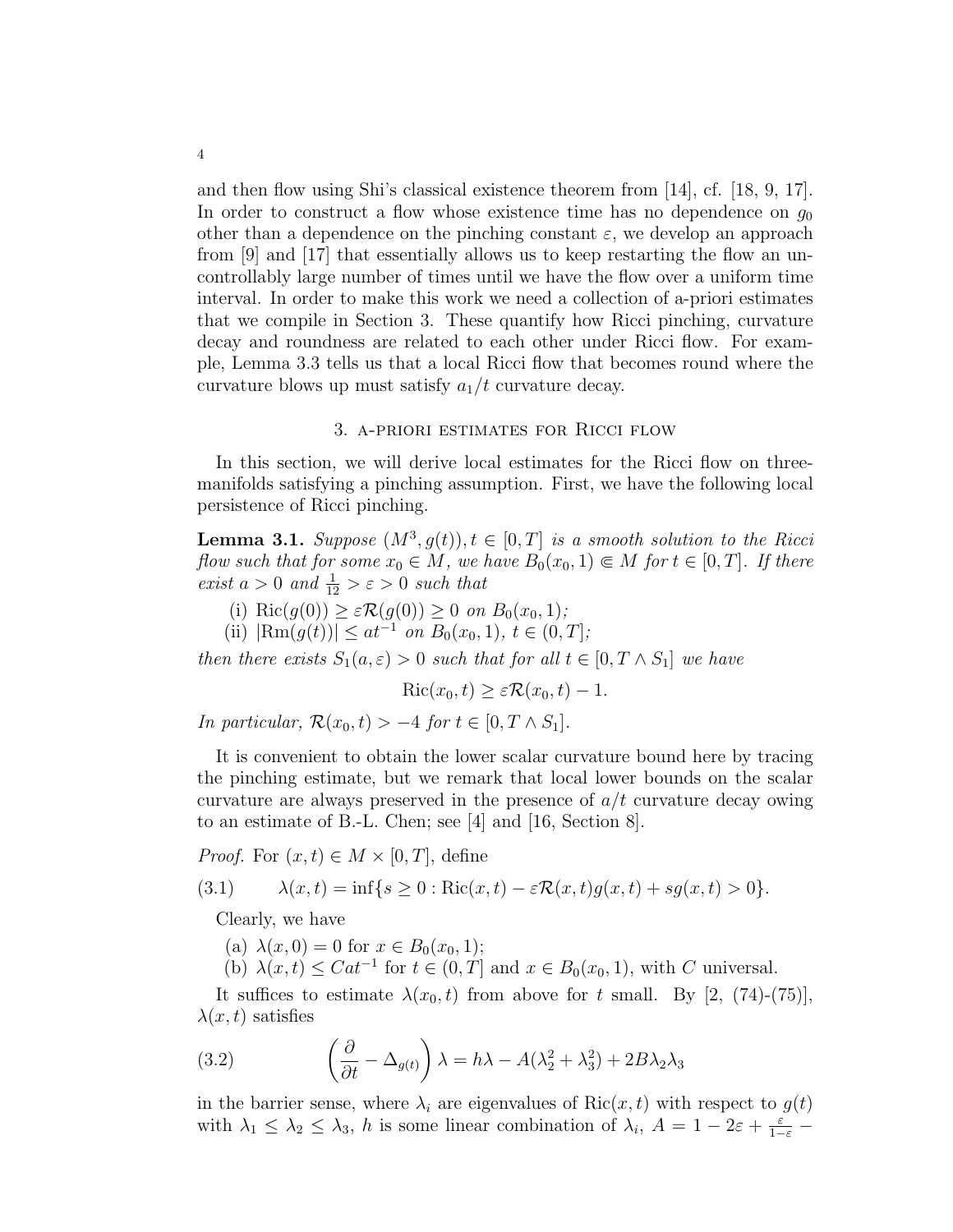and then flow using Shi's classical existence theorem from [14], cf. [18, 9, 17]. In order to construct a flow whose existence time has no dependence on $g_0$ other than a dependence on the pinching constant $\varepsilon$, we develop an approach from [9] and [17] that essentially allows us to keep restarting the flow an uncontrollably large number of times until we have the flow over a uniform time interval. In order to make this work we need a collection of a-priori estimates that we compile in Section 3. These quantify how Ricci pinching, curvature decay and roundness are related to each other under Ricci flow. For example, Lemma 3.3 tells us that a local Ricci flow that becomes round where the curvature blows up must satisfy $a_1/t$ curvature decay.

## 3. A-priori estimates for Ricci flow

In this section, we will derive local estimates for the Ricci flow on three-manifolds satisfying a pinching assumption. First, we have the following local persistence of Ricci pinching.

**Lemma 3.1.** *Suppose $(M^3, g(t)), t \in [0,T]$ is a smooth solution to the Ricci flow such that for some $x_0 \in M$, we have $B_0(x_0,1) \Subset M$ for $t \in [0,T]$. If there exist $a > 0$ and $\frac{1}{12} > \varepsilon > 0$ such that*

 (i) *$\mathrm{Ric}(g(0)) \geq \varepsilon \mathcal{R}(g(0)) \geq 0$ on $B_0(x_0,1)$;*
 (ii) *$|\mathrm{Rm}(g(t))| \leq at^{-1}$ on $B_0(x_0,1)$, $t \in (0,T]$;*

*then there exists $S_1(a,\varepsilon) > 0$ such that for all $t \in [0, T \wedge S_1]$ we have*

$$\mathrm{Ric}(x_0,t) \geq \varepsilon \mathcal{R}(x_0,t) - 1.$$

*In particular, $\mathcal{R}(x_0,t) > -4$ for $t \in [0, T \wedge S_1]$.*

It is convenient to obtain the lower scalar curvature bound here by tracing the pinching estimate, but we remark that local lower bounds on the scalar curvature are always preserved in the presence of $a/t$ curvature decay owing to an estimate of B.-L. Chen; see [4] and [16, Section 8].

*Proof.* For $(x,t) \in M \times [0,T]$, define

$$\lambda(x,t) = \inf\{s \geq 0 : \mathrm{Ric}(x,t) - \varepsilon \mathcal{R}(x,t) g(x,t) + s g(x,t) > 0\}. \tag{3.1}$$

Clearly, we have

 (a) $\lambda(x,0) = 0$ for $x \in B_0(x_0,1)$;
 (b) $\lambda(x,t) \leq Cat^{-1}$ for $t \in (0,T]$ and $x \in B_0(x_0,1)$, with $C$ universal.

It suffices to estimate $\lambda(x_0,t)$ from above for $t$ small. By [2, (74)-(75)], $\lambda(x,t)$ satisfies

$$\left(\frac{\partial}{\partial t} - \Delta_{g(t)}\right)\lambda = h\lambda - A(\lambda_2^2 + \lambda_3^2) + 2B\lambda_2\lambda_3 \tag{3.2}$$

in the barrier sense, where $\lambda_i$ are eigenvalues of $\mathrm{Ric}(x,t)$ with respect to $g(t)$ with $\lambda_1 \leq \lambda_2 \leq \lambda_3$, $h$ is some linear combination of $\lambda_i$, $A = 1 - 2\varepsilon + \frac{\varepsilon}{1-\varepsilon} -$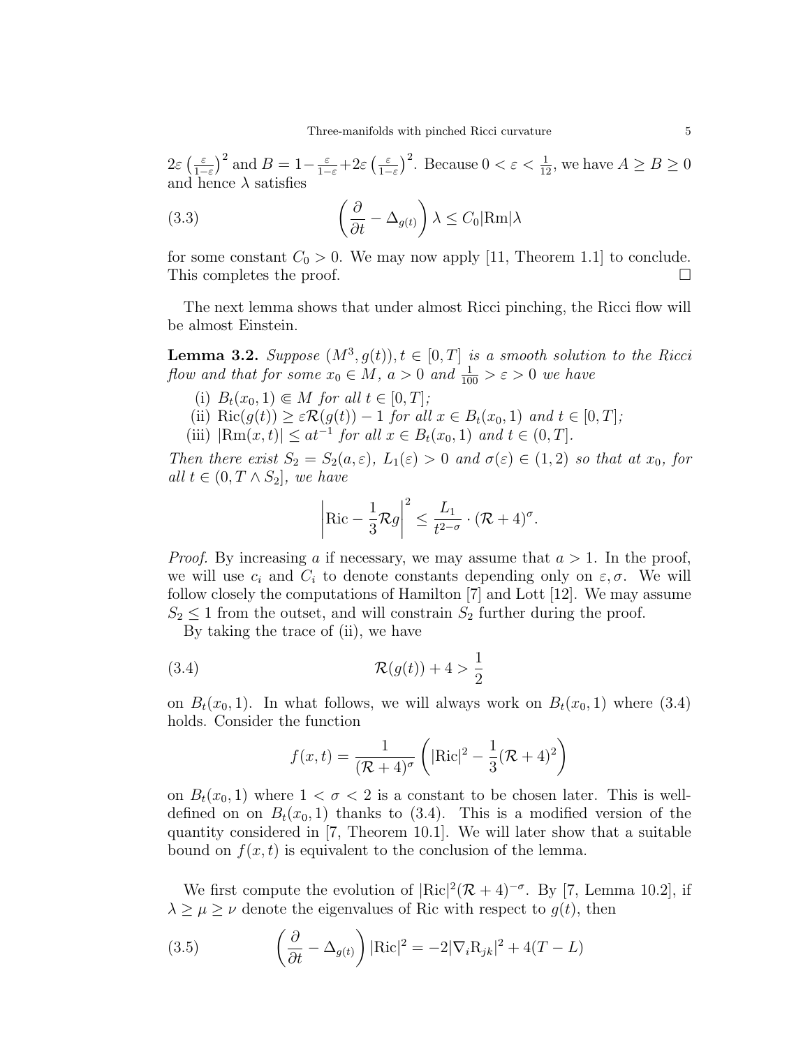$2\varepsilon\left(\frac{\varepsilon}{1-\varepsilon}\right)^2$ and $B = 1-\frac{\varepsilon}{1-\varepsilon}+2\varepsilon\left(\frac{\varepsilon}{1-\varepsilon}\right)^2$. Because $0<\varepsilon<\frac{1}{12}$, we have $A \geq B \geq 0$ and hence $\lambda$ satisfies

$$\left(\frac{\partial}{\partial t} - \Delta_{g(t)}\right)\lambda \leq C_0|\mathrm{Rm}|\lambda \tag{3.3}$$

for some constant $C_0>0$. We may now apply [11, Theorem 1.1] to conclude. This completes the proof. ☐

The next lemma shows that under almost Ricci pinching, the Ricci flow will be almost Einstein.

**Lemma 3.2.** *Suppose $(M^3, g(t)), t\in[0,T]$ is a smooth solution to the Ricci flow and that for some $x_0 \in M$, $a>0$ and $\frac{1}{100}>\varepsilon>0$ we have*

(i) *$B_t(x_0,1) \Subset M$ for all $t\in[0,T]$;*
(ii) *$\mathrm{Ric}(g(t)) \geq \varepsilon\mathcal{R}(g(t)) - 1$ for all $x\in B_t(x_0,1)$ and $t\in[0,T]$;*
(iii) *$|\mathrm{Rm}(x,t)| \leq at^{-1}$ for all $x \in B_t(x_0,1)$ and $t\in(0,T]$.*

*Then there exist $S_2 = S_2(a,\varepsilon)$, $L_1(\varepsilon)>0$ and $\sigma(\varepsilon)\in(1,2)$ so that at $x_0$, for all $t\in(0, T\wedge S_2]$, we have*

$$\left|\mathrm{Ric} - \frac{1}{3}\mathcal{R}g\right|^2 \leq \frac{L_1}{t^{2-\sigma}}\cdot(\mathcal{R}+4)^\sigma.$$

*Proof.* By increasing $a$ if necessary, we may assume that $a>1$. In the proof, we will use $c_i$ and $C_i$ to denote constants depending only on $\varepsilon,\sigma$. We will follow closely the computations of Hamilton [7] and Lott [12]. We may assume $S_2\leq 1$ from the outset, and will constrain $S_2$ further during the proof.

By taking the trace of (ii), we have

$$\mathcal{R}(g(t)) + 4 > \frac{1}{2} \tag{3.4}$$

on $B_t(x_0,1)$. In what follows, we will always work on $B_t(x_0,1)$ where (3.4) holds. Consider the function

$$f(x,t) = \frac{1}{(\mathcal{R}+4)^\sigma}\left(|\mathrm{Ric}|^2 - \frac{1}{3}(\mathcal{R}+4)^2\right)$$

on $B_t(x_0,1)$ where $1<\sigma<2$ is a constant to be chosen later. This is well-defined on on $B_t(x_0,1)$ thanks to (3.4). This is a modified version of the quantity considered in [7, Theorem 10.1]. We will later show that a suitable bound on $f(x,t)$ is equivalent to the conclusion of the lemma.

We first compute the evolution of $|\mathrm{Ric}|^2(\mathcal{R}+4)^{-\sigma}$. By [7, Lemma 10.2], if $\lambda\geq\mu\geq\nu$ denote the eigenvalues of Ric with respect to $g(t)$, then

$$\left(\frac{\partial}{\partial t} - \Delta_{g(t)}\right)|\mathrm{Ric}|^2 = -2|\nabla_i \mathrm{R}_{jk}|^2 + 4(T-L) \tag{3.5}$$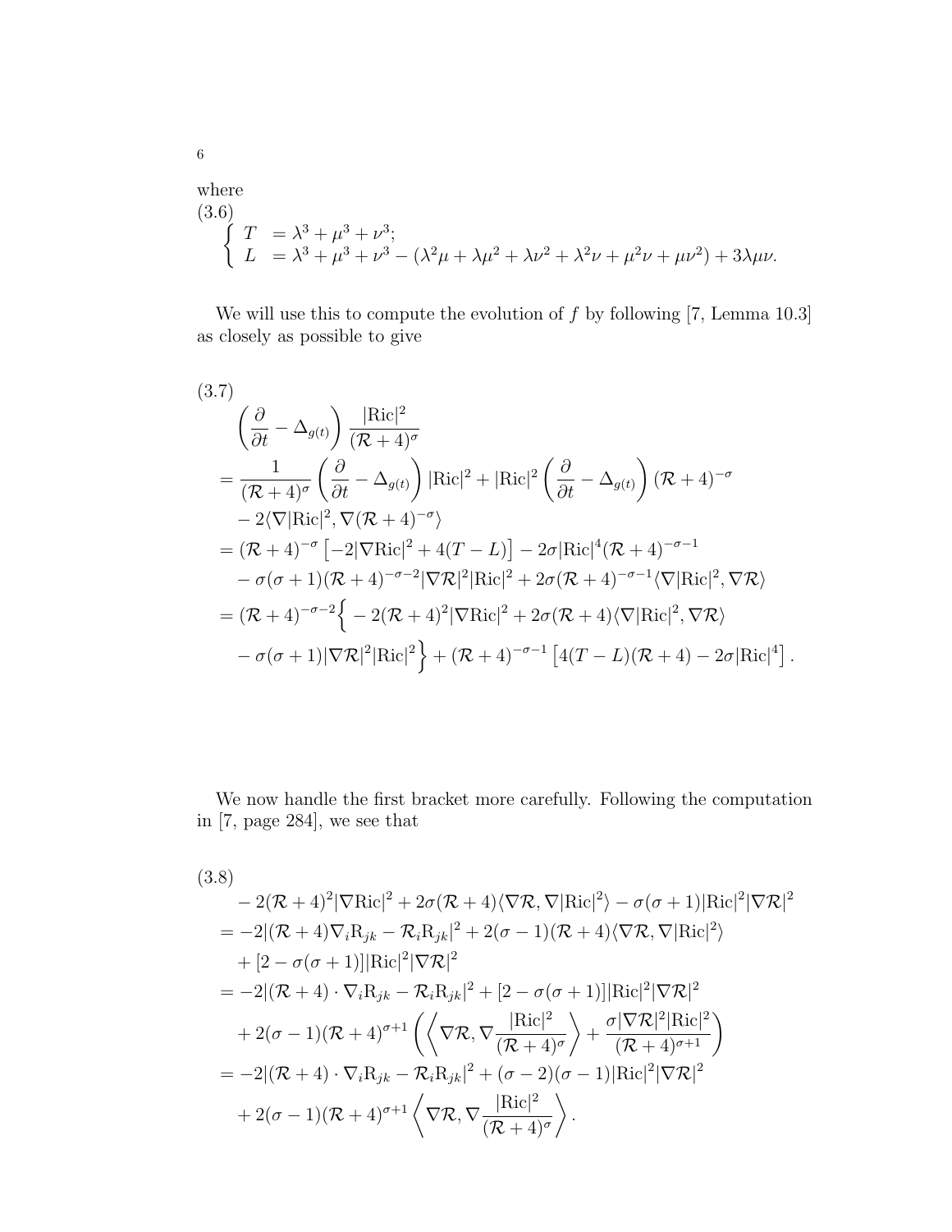where

(3.6)

$$
\begin{cases} T &= \lambda^3 + \mu^3 + \nu^3; \\ L &= \lambda^3 + \mu^3 + \nu^3 - (\lambda^2\mu + \lambda\mu^2 + \lambda\nu^2 + \lambda^2\nu + \mu^2\nu + \mu\nu^2) + 3\lambda\mu\nu. \end{cases}
$$

We will use this to compute the evolution of $f$ by following [7, Lemma 10.3] as closely as possible to give

(3.7)

$$
\begin{aligned}
&\left(\frac{\partial}{\partial t} - \Delta_{g(t)}\right) \frac{|\mathrm{Ric}|^2}{(\mathcal{R}+4)^\sigma} \\
&= \frac{1}{(\mathcal{R}+4)^\sigma}\left(\frac{\partial}{\partial t} - \Delta_{g(t)}\right)|\mathrm{Ric}|^2 + |\mathrm{Ric}|^2\left(\frac{\partial}{\partial t} - \Delta_{g(t)}\right)(\mathcal{R}+4)^{-\sigma} \\
&\quad - 2\langle \nabla |\mathrm{Ric}|^2, \nabla(\mathcal{R}+4)^{-\sigma}\rangle \\
&= (\mathcal{R}+4)^{-\sigma}\left[-2|\nabla \mathrm{Ric}|^2 + 4(T-L)\right] - 2\sigma|\mathrm{Ric}|^4(\mathcal{R}+4)^{-\sigma-1} \\
&\quad - \sigma(\sigma+1)(\mathcal{R}+4)^{-\sigma-2}|\nabla\mathcal{R}|^2|\mathrm{Ric}|^2 + 2\sigma(\mathcal{R}+4)^{-\sigma-1}\langle\nabla|\mathrm{Ric}|^2, \nabla\mathcal{R}\rangle \\
&= (\mathcal{R}+4)^{-\sigma-2}\Big\{ -2(\mathcal{R}+4)^2|\nabla\mathrm{Ric}|^2 + 2\sigma(\mathcal{R}+4)\langle\nabla|\mathrm{Ric}|^2, \nabla\mathcal{R}\rangle \\
&\quad - \sigma(\sigma+1)|\nabla\mathcal{R}|^2|\mathrm{Ric}|^2\Big\} + (\mathcal{R}+4)^{-\sigma-1}\left[4(T-L)(\mathcal{R}+4) - 2\sigma|\mathrm{Ric}|^4\right].
\end{aligned}
$$

We now handle the first bracket more carefully. Following the computation in [7, page 284], we see that

(3.8)

$$
\begin{aligned}
&-2(\mathcal{R}+4)^2|\nabla\mathrm{Ric}|^2 + 2\sigma(\mathcal{R}+4)\langle\nabla\mathcal{R}, \nabla|\mathrm{Ric}|^2\rangle - \sigma(\sigma+1)|\mathrm{Ric}|^2|\nabla\mathcal{R}|^2 \\
&= -2|(\mathcal{R}+4)\nabla_i \mathrm{R}_{jk} - \mathcal{R}_i\mathrm{R}_{jk}|^2 + 2(\sigma-1)(\mathcal{R}+4)\langle\nabla\mathcal{R}, \nabla|\mathrm{Ric}|^2\rangle \\
&\quad + [2 - \sigma(\sigma+1)]|\mathrm{Ric}|^2|\nabla\mathcal{R}|^2 \\
&= -2|(\mathcal{R}+4)\cdot\nabla_i\mathrm{R}_{jk} - \mathcal{R}_i\mathrm{R}_{jk}|^2 + [2-\sigma(\sigma+1)]|\mathrm{Ric}|^2|\nabla\mathcal{R}|^2 \\
&\quad + 2(\sigma-1)(\mathcal{R}+4)^{\sigma+1}\left(\left\langle\nabla\mathcal{R}, \nabla\frac{|\mathrm{Ric}|^2}{(\mathcal{R}+4)^\sigma}\right\rangle + \frac{\sigma|\nabla\mathcal{R}|^2|\mathrm{Ric}|^2}{(\mathcal{R}+4)^{\sigma+1}}\right) \\
&= -2|(\mathcal{R}+4)\cdot\nabla_i\mathrm{R}_{jk} - \mathcal{R}_i\mathrm{R}_{jk}|^2 + (\sigma-2)(\sigma-1)|\mathrm{Ric}|^2|\nabla\mathcal{R}|^2 \\
&\quad + 2(\sigma-1)(\mathcal{R}+4)^{\sigma+1}\left\langle\nabla\mathcal{R}, \nabla\frac{|\mathrm{Ric}|^2}{(\mathcal{R}+4)^\sigma}\right\rangle.
\end{aligned}
$$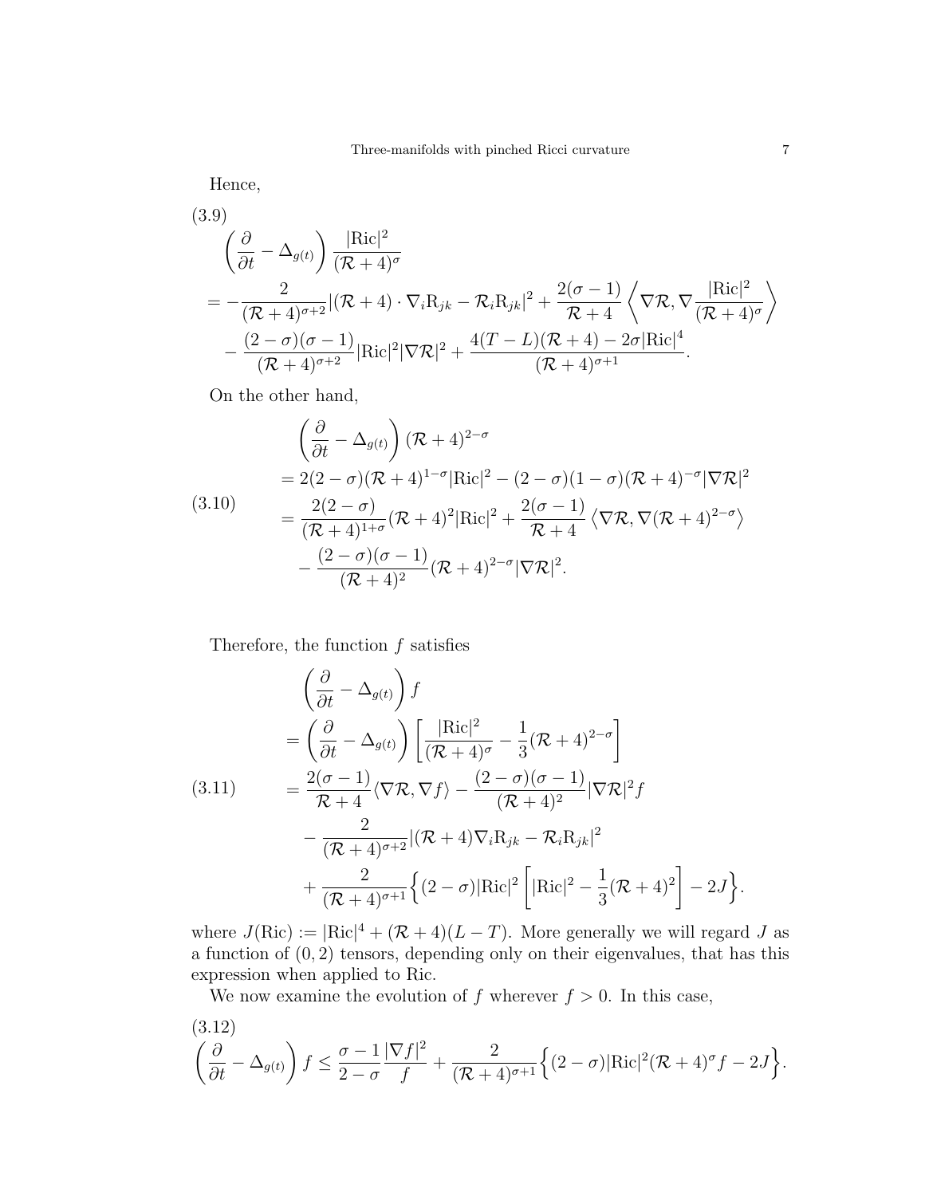Hence,

$$
\begin{aligned}
&\left(\frac{\partial}{\partial t} - \Delta_{g(t)}\right) \frac{|\mathrm{Ric}|^2}{(\mathcal{R}+4)^{\sigma}} \\
&= -\frac{2}{(\mathcal{R}+4)^{\sigma+2}} |(\mathcal{R}+4)\cdot \nabla_i \mathrm{R}_{jk} - \mathcal{R}_i \mathrm{R}_{jk}|^2 + \frac{2(\sigma-1)}{\mathcal{R}+4}\left\langle \nabla \mathcal{R}, \nabla \frac{|\mathrm{Ric}|^2}{(\mathcal{R}+4)^{\sigma}}\right\rangle \\
&\quad - \frac{(2-\sigma)(\sigma-1)}{(\mathcal{R}+4)^{\sigma+2}} |\mathrm{Ric}|^2 |\nabla \mathcal{R}|^2 + \frac{4(T-L)(\mathcal{R}+4) - 2\sigma |\mathrm{Ric}|^4}{(\mathcal{R}+4)^{\sigma+1}}.
\end{aligned} \tag{3.9}
$$

On the other hand,

$$
\begin{aligned}
&\left(\frac{\partial}{\partial t} - \Delta_{g(t)}\right) (\mathcal{R}+4)^{2-\sigma} \\
&= 2(2-\sigma)(\mathcal{R}+4)^{1-\sigma}|\mathrm{Ric}|^2 - (2-\sigma)(1-\sigma)(\mathcal{R}+4)^{-\sigma}|\nabla \mathcal{R}|^2 \\
&= \frac{2(2-\sigma)}{(\mathcal{R}+4)^{1+\sigma}}(\mathcal{R}+4)^2|\mathrm{Ric}|^2 + \frac{2(\sigma-1)}{\mathcal{R}+4}\left\langle \nabla \mathcal{R}, \nabla (\mathcal{R}+4)^{2-\sigma}\right\rangle \\
&\quad - \frac{(2-\sigma)(\sigma-1)}{(\mathcal{R}+4)^2}(\mathcal{R}+4)^{2-\sigma}|\nabla \mathcal{R}|^2.
\end{aligned} \tag{3.10}
$$

Therefore, the function $f$ satisfies

$$
\begin{aligned}
&\left(\frac{\partial}{\partial t} - \Delta_{g(t)}\right) f \\
&= \left(\frac{\partial}{\partial t} - \Delta_{g(t)}\right)\left[\frac{|\mathrm{Ric}|^2}{(\mathcal{R}+4)^{\sigma}} - \frac{1}{3}(\mathcal{R}+4)^{2-\sigma}\right] \\
&= \frac{2(\sigma-1)}{\mathcal{R}+4}\langle \nabla \mathcal{R}, \nabla f\rangle - \frac{(2-\sigma)(\sigma-1)}{(\mathcal{R}+4)^2}|\nabla \mathcal{R}|^2 f \\
&\quad - \frac{2}{(\mathcal{R}+4)^{\sigma+2}}|(\mathcal{R}+4)\nabla_i \mathrm{R}_{jk} - \mathcal{R}_i \mathrm{R}_{jk}|^2 \\
&\quad + \frac{2}{(\mathcal{R}+4)^{\sigma+1}}\Big\{(2-\sigma)|\mathrm{Ric}|^2\left[|\mathrm{Ric}|^2 - \frac{1}{3}(\mathcal{R}+4)^2\right] - 2J\Big\}.
\end{aligned} \tag{3.11}
$$

where $J(\mathrm{Ric}) := |\mathrm{Ric}|^4 + (\mathcal{R}+4)(L-T)$. More generally we will regard $J$ as a function of $(0,2)$ tensors, depending only on their eigenvalues, that has this expression when applied to Ric.

We now examine the evolution of $f$ wherever $f > 0$. In this case,

$$
\left(\frac{\partial}{\partial t} - \Delta_{g(t)}\right) f \leq \frac{\sigma-1}{2-\sigma}\frac{|\nabla f|^2}{f} + \frac{2}{(\mathcal{R}+4)^{\sigma+1}}\Big\{(2-\sigma)|\mathrm{Ric}|^2(\mathcal{R}+4)^{\sigma} f - 2J\Big\}. \tag{3.12}
$$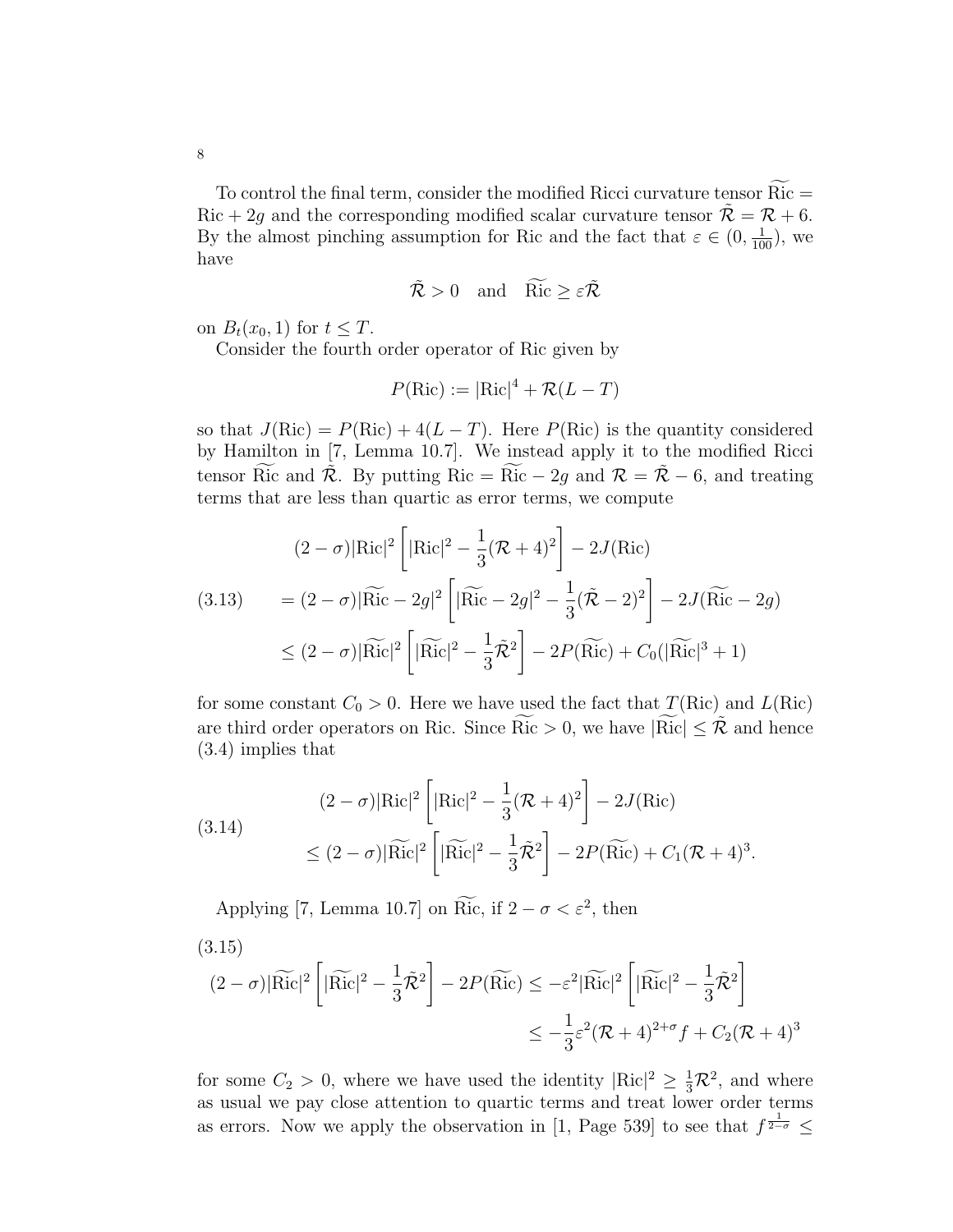To control the final term, consider the modified Ricci curvature tensor $\widetilde{\mathrm{Ric}} = \mathrm{Ric} + 2g$ and the corresponding modified scalar curvature tensor $\tilde{\mathcal{R}} = \mathcal{R} + 6$. By the almost pinching assumption for Ric and the fact that $\varepsilon \in (0, \frac{1}{100})$, we have

$$\tilde{\mathcal{R}} > 0 \quad \text{and} \quad \widetilde{\mathrm{Ric}} \geq \varepsilon \tilde{\mathcal{R}}$$

on $B_t(x_0, 1)$ for $t \leq T$.

Consider the fourth order operator of Ric given by

$$P(\mathrm{Ric}) := |\mathrm{Ric}|^4 + \mathcal{R}(L - T)$$

so that $J(\mathrm{Ric}) = P(\mathrm{Ric}) + 4(L - T)$. Here $P(\mathrm{Ric})$ is the quantity considered by Hamilton in [7, Lemma 10.7]. We instead apply it to the modified Ricci tensor $\widetilde{\mathrm{Ric}}$ and $\tilde{\mathcal{R}}$. By putting $\mathrm{Ric} = \widetilde{\mathrm{Ric}} - 2g$ and $\mathcal{R} = \tilde{\mathcal{R}} - 6$, and treating terms that are less than quartic as error terms, we compute

$$\begin{aligned}
&(2 - \sigma)|\mathrm{Ric}|^2 \left[ |\mathrm{Ric}|^2 - \frac{1}{3}(\mathcal{R} + 4)^2 \right] - 2J(\mathrm{Ric}) \\
&= (2 - \sigma)|\widetilde{\mathrm{Ric}} - 2g|^2 \left[ |\widetilde{\mathrm{Ric}} - 2g|^2 - \frac{1}{3}(\tilde{\mathcal{R}} - 2)^2 \right] - 2J(\widetilde{\mathrm{Ric}} - 2g) \\
&\leq (2 - \sigma)|\widetilde{\mathrm{Ric}}|^2 \left[ |\widetilde{\mathrm{Ric}}|^2 - \frac{1}{3}\tilde{\mathcal{R}}^2 \right] - 2P(\widetilde{\mathrm{Ric}}) + C_0(|\widetilde{\mathrm{Ric}}|^3 + 1)
\end{aligned} \tag{3.13}$$

for some constant $C_0 > 0$. Here we have used the fact that $T(\mathrm{Ric})$ and $L(\mathrm{Ric})$ are third order operators on Ric. Since $\widetilde{\mathrm{Ric}} > 0$, we have $|\widetilde{\mathrm{Ric}}| \leq \tilde{\mathcal{R}}$ and hence (3.4) implies that

$$\begin{aligned}
&(2 - \sigma)|\mathrm{Ric}|^2 \left[ |\mathrm{Ric}|^2 - \frac{1}{3}(\mathcal{R} + 4)^2 \right] - 2J(\mathrm{Ric}) \\
&\leq (2 - \sigma)|\widetilde{\mathrm{Ric}}|^2 \left[ |\widetilde{\mathrm{Ric}}|^2 - \frac{1}{3}\tilde{\mathcal{R}}^2 \right] - 2P(\widetilde{\mathrm{Ric}}) + C_1(\mathcal{R} + 4)^3.
\end{aligned} \tag{3.14}$$

Applying [7, Lemma 10.7] on $\widetilde{\mathrm{Ric}}$, if $2 - \sigma < \varepsilon^2$, then

$$\begin{aligned}
(2 - \sigma)|\widetilde{\mathrm{Ric}}|^2 \left[ |\widetilde{\mathrm{Ric}}|^2 - \frac{1}{3}\tilde{\mathcal{R}}^2 \right] - 2P(\widetilde{\mathrm{Ric}}) &\leq -\varepsilon^2 |\widetilde{\mathrm{Ric}}|^2 \left[ |\widetilde{\mathrm{Ric}}|^2 - \frac{1}{3}\tilde{\mathcal{R}}^2 \right] \\
&\leq -\frac{1}{3}\varepsilon^2 (\mathcal{R} + 4)^{2+\sigma} f + C_2(\mathcal{R} + 4)^3
\end{aligned} \tag{3.15}$$

for some $C_2 > 0$, where we have used the identity $|\mathrm{Ric}|^2 \geq \frac{1}{3}\mathcal{R}^2$, and where as usual we pay close attention to quartic terms and treat lower order terms as errors. Now we apply the observation in [1, Page 539] to see that $f^{\frac{1}{2-\sigma}} \leq$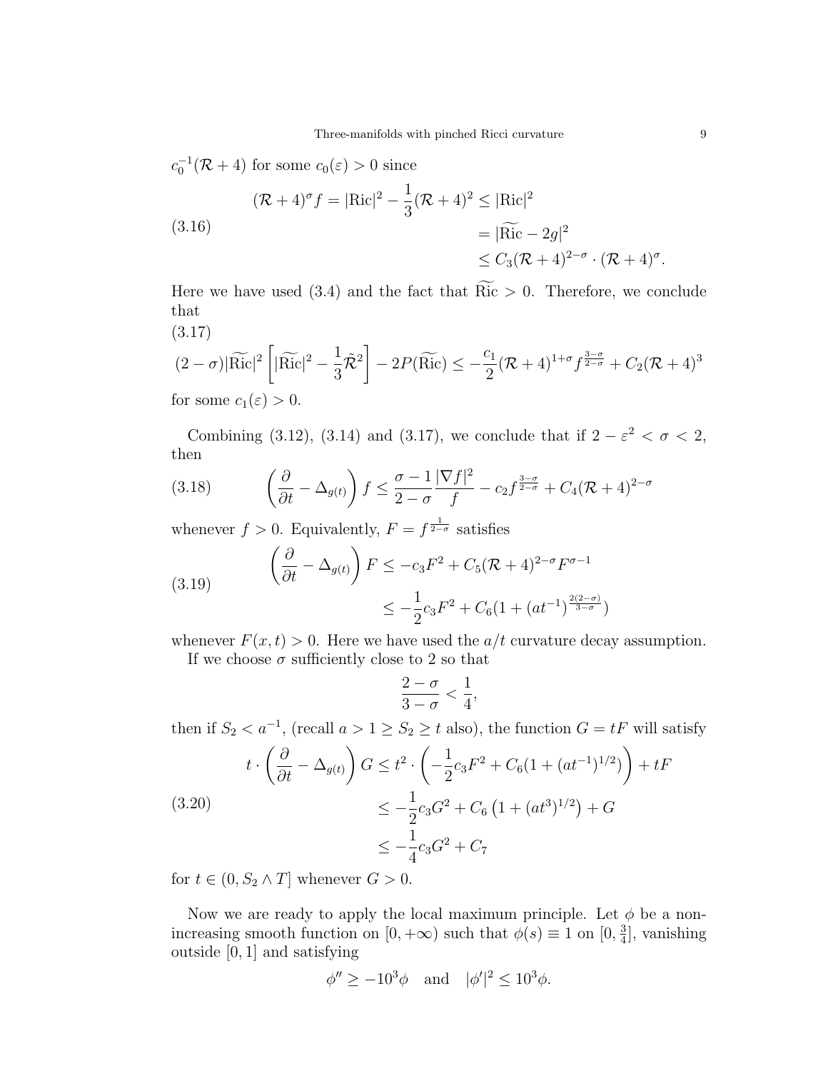$c_0^{-1}(\mathcal{R}+4)$ for some $c_0(\varepsilon)>0$ since

$$
\begin{aligned}
(\mathcal{R}+4)^\sigma f = |\mathrm{Ric}|^2 - \frac{1}{3}(\mathcal{R}+4)^2 &\leq |\mathrm{Ric}|^2 \\
&= |\widetilde{\mathrm{Ric}} - 2g|^2 \\
&\leq C_3(\mathcal{R}+4)^{2-\sigma}\cdot(\mathcal{R}+4)^\sigma.
\end{aligned} \tag{3.16}
$$

Here we have used (3.4) and the fact that $\widetilde{\mathrm{Ric}}>0$. Therefore, we conclude that

$$
(2-\sigma)|\widetilde{\mathrm{Ric}}|^2\left[|\widetilde{\mathrm{Ric}}|^2 - \frac{1}{3}\tilde{\mathcal{R}}^2\right] - 2P(\widetilde{\mathrm{Ric}}) \leq -\frac{c_1}{2}(\mathcal{R}+4)^{1+\sigma} f^{\frac{3-\sigma}{2-\sigma}} + C_2(\mathcal{R}+4)^3 \tag{3.17}
$$

for some $c_1(\varepsilon)>0$.

Combining (3.12), (3.14) and (3.17), we conclude that if $2-\varepsilon^2<\sigma<2$, then

$$
\left(\frac{\partial}{\partial t} - \Delta_{g(t)}\right) f \leq \frac{\sigma-1}{2-\sigma}\frac{|\nabla f|^2}{f} - c_2 f^{\frac{3-\sigma}{2-\sigma}} + C_4(\mathcal{R}+4)^{2-\sigma} \tag{3.18}
$$

whenever $f>0$. Equivalently, $F=f^{\frac{1}{2-\sigma}}$ satisfies

$$
\begin{aligned}
\left(\frac{\partial}{\partial t} - \Delta_{g(t)}\right) F &\leq -c_3 F^2 + C_5(\mathcal{R}+4)^{2-\sigma}F^{\sigma-1} \\
&\leq -\frac{1}{2}c_3F^2 + C_6(1+(at^{-1})^{\frac{2(2-\sigma)}{3-\sigma}})
\end{aligned} \tag{3.19}
$$

whenever $F(x,t)>0$. Here we have used the $a/t$ curvature decay assumption.

If we choose $\sigma$ sufficiently close to 2 so that

$$
\frac{2-\sigma}{3-\sigma} < \frac{1}{4},
$$

then if $S_2<a^{-1}$, (recall $a>1\geq S_2\geq t$ also), the function $G=tF$ will satisfy

$$
\begin{aligned}
t\cdot\left(\frac{\partial}{\partial t} - \Delta_{g(t)}\right) G &\leq t^2\cdot\left(-\frac{1}{2}c_3F^2 + C_6(1+(at^{-1})^{1/2})\right) + tF \\
&\leq -\frac{1}{2}c_3G^2 + C_6\left(1+(at^3)^{1/2}\right) + G \\
&\leq -\frac{1}{4}c_3G^2 + C_7
\end{aligned} \tag{3.20}
$$

for $t\in(0,S_2\wedge T]$ whenever $G>0$.

Now we are ready to apply the local maximum principle. Let $\phi$ be a non-increasing smooth function on $[0,+\infty)$ such that $\phi(s)\equiv 1$ on $[0,\frac{3}{4}]$, vanishing outside $[0,1]$ and satisfying

$$
\phi'' \geq -10^3\phi \quad \text{and} \quad |\phi'|^2 \leq 10^3\phi.
$$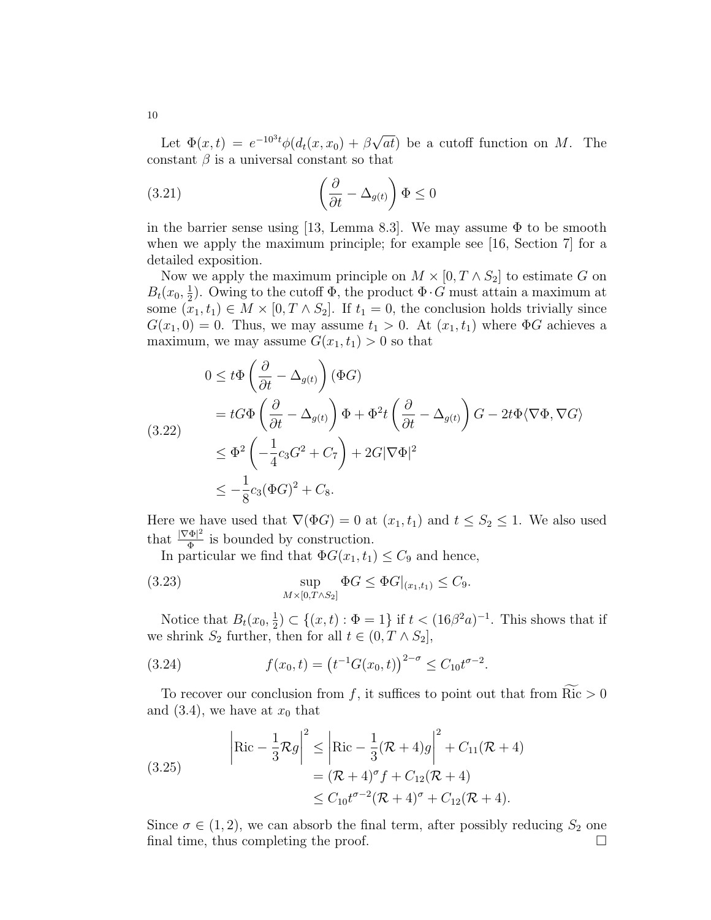Let $\Phi(x,t) = e^{-10^3 t}\phi(d_t(x,x_0) + \beta\sqrt{at})$ be a cutoff function on $M$. The constant $\beta$ is a universal constant so that

$$
\left(\frac{\partial}{\partial t} - \Delta_{g(t)}\right)\Phi \le 0 \tag{3.21}
$$

in the barrier sense using [13, Lemma 8.3]. We may assume $\Phi$ to be smooth when we apply the maximum principle; for example see [16, Section 7] for a detailed exposition.

Now we apply the maximum principle on $M \times [0, T \wedge S_2]$ to estimate $G$ on $B_t(x_0, \frac{1}{2})$. Owing to the cutoff $\Phi$, the product $\Phi \cdot G$ must attain a maximum at some $(x_1, t_1) \in M \times [0, T \wedge S_2]$. If $t_1 = 0$, the conclusion holds trivially since $G(x_1, 0) = 0$. Thus, we may assume $t_1 > 0$. At $(x_1, t_1)$ where $\Phi G$ achieves a maximum, we may assume $G(x_1, t_1) > 0$ so that

$$
\begin{aligned}
0 &\le t\Phi\left(\frac{\partial}{\partial t} - \Delta_{g(t)}\right)(\Phi G) \\
&= tG\Phi\left(\frac{\partial}{\partial t} - \Delta_{g(t)}\right)\Phi + \Phi^2 t\left(\frac{\partial}{\partial t} - \Delta_{g(t)}\right)G - 2t\Phi\langle\nabla\Phi, \nabla G\rangle \\
&\le \Phi^2\left(-\frac{1}{4}c_3 G^2 + C_7\right) + 2G|\nabla\Phi|^2 \\
&\le -\frac{1}{8}c_3(\Phi G)^2 + C_8.
\end{aligned} \tag{3.22}
$$

Here we have used that $\nabla(\Phi G) = 0$ at $(x_1, t_1)$ and $t \le S_2 \le 1$. We also used that $\frac{|\nabla\Phi|^2}{\Phi}$ is bounded by construction.

In particular we find that $\Phi G(x_1, t_1) \le C_9$ and hence,

$$
\sup_{M\times[0,T\wedge S_2]} \Phi G \le \Phi G|_{(x_1,t_1)} \le C_9. \tag{3.23}
$$

Notice that $B_t(x_0, \frac{1}{2}) \subset \{(x,t) : \Phi = 1\}$ if $t < (16\beta^2 a)^{-1}$. This shows that if we shrink $S_2$ further, then for all $t \in (0, T \wedge S_2]$,

$$
f(x_0, t) = \left(t^{-1}G(x_0, t)\right)^{2-\sigma} \le C_{10} t^{\sigma-2}. \tag{3.24}
$$

To recover our conclusion from $f$, it suffices to point out that from $\widetilde{\mathrm{Ric}} > 0$ and (3.4), we have at $x_0$ that

$$
\begin{aligned}
\left|\mathrm{Ric} - \frac{1}{3}\mathcal{R}g\right|^2 &\le \left|\mathrm{Ric} - \frac{1}{3}(\mathcal{R}+4)g\right|^2 + C_{11}(\mathcal{R}+4) \\
&= (\mathcal{R}+4)^\sigma f + C_{12}(\mathcal{R}+4) \\
&\le C_{10} t^{\sigma-2}(\mathcal{R}+4)^\sigma + C_{12}(\mathcal{R}+4).
\end{aligned} \tag{3.25}
$$

Since $\sigma \in (1,2)$, we can absorb the final term, after possibly reducing $S_2$ one final time, thus completing the proof. $\square$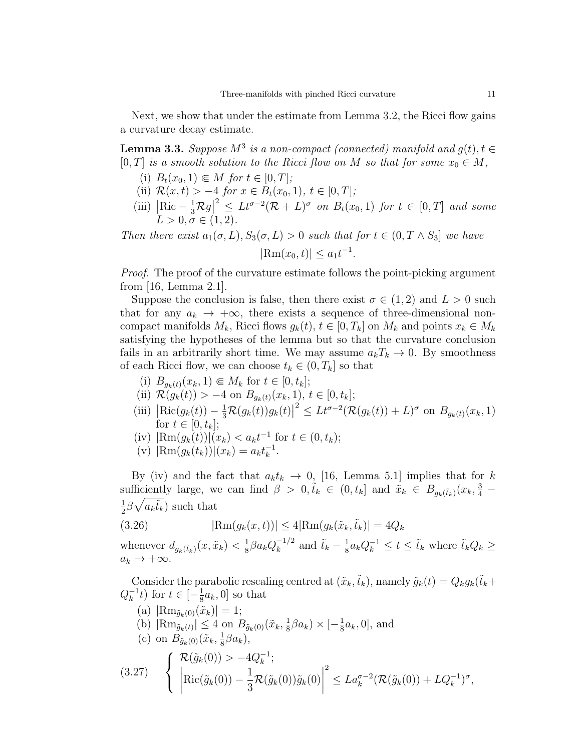Next, we show that under the estimate from Lemma 3.2, the Ricci flow gains a curvature decay estimate.

**Lemma 3.3.** *Suppose $M^3$ is a non-compact (connected) manifold and $g(t), t \in [0,T]$ is a smooth solution to the Ricci flow on $M$ so that for some $x_0 \in M$,*

1. *(i) $B_t(x_0,1) \Subset M$ for $t \in [0,T]$;*
2. *(ii) $\mathcal{R}(x,t) > -4$ for $x \in B_t(x_0,1)$, $t \in [0,T]$;*
3. *(iii) $\left|\mathrm{Ric} - \frac{1}{3}\mathcal{R}g\right|^2 \le Lt^{\sigma-2}(\mathcal{R}+L)^\sigma$ on $B_t(x_0,1)$ for $t \in [0,T]$ and some $L > 0, \sigma \in (1,2)$.*

*Then there exist $a_1(\sigma, L), S_3(\sigma, L) > 0$ such that for $t \in (0, T \wedge S_3]$ we have*

$$|\mathrm{Rm}(x_0,t)| \le a_1 t^{-1}.$$

*Proof.* The proof of the curvature estimate follows the point-picking argument from [16, Lemma 2.1].

Suppose the conclusion is false, then there exist $\sigma \in (1,2)$ and $L > 0$ such that for any $a_k \to +\infty$, there exists a sequence of three-dimensional non-compact manifolds $M_k$, Ricci flows $g_k(t)$, $t \in [0,T_k]$ on $M_k$ and points $x_k \in M_k$ satisfying the hypotheses of the lemma but so that the curvature conclusion fails in an arbitrarily short time. We may assume $a_k T_k \to 0$. By smoothness of each Ricci flow, we can choose $t_k \in (0,T_k]$ so that

1. (i) $B_{g_k(t)}(x_k,1) \Subset M_k$ for $t \in [0,t_k]$;
2. (ii) $\mathcal{R}(g_k(t)) > -4$ on $B_{g_k(t)}(x_k,1)$, $t \in [0,t_k]$;
3. (iii) $\left|\mathrm{Ric}(g_k(t)) - \frac{1}{3}\mathcal{R}(g_k(t))g_k(t)\right|^2 \le Lt^{\sigma-2}(\mathcal{R}(g_k(t))+L)^\sigma$ on $B_{g_k(t)}(x_k,1)$ for $t \in [0,t_k]$;
4. (iv) $|\mathrm{Rm}(g_k(t))|(x_k) < a_k t^{-1}$ for $t \in (0,t_k)$;
5. (v) $|\mathrm{Rm}(g_k(t_k))|(x_k) = a_k t_k^{-1}$.

By (iv) and the fact that $a_k t_k \to 0$, [16, Lemma 5.1] implies that for $k$ sufficiently large, we can find $\beta > 0, \tilde{t}_k \in (0,t_k]$ and $\tilde{x}_k \in B_{g_k(\tilde{t}_k)}(x_k, \frac{3}{4} - \frac{1}{2}\beta\sqrt{a_k\tilde{t}_k})$ such that

$$|\mathrm{Rm}(g_k(x,t))| \le 4|\mathrm{Rm}(g_k(\tilde{x}_k,\tilde{t}_k)| = 4Q_k \tag{3.26}$$

whenever $d_{g_k(\tilde{t}_k)}(x,\tilde{x}_k) < \frac{1}{8}\beta a_k Q_k^{-1/2}$ and $\tilde{t}_k - \frac{1}{8}a_k Q_k^{-1} \le t \le \tilde{t}_k$ where $\tilde{t}_k Q_k \ge a_k \to +\infty$.

Consider the parabolic rescaling centred at $(\tilde{x}_k,\tilde{t}_k)$, namely $\tilde{g}_k(t) = Q_k g_k(\tilde{t}_k + Q_k^{-1}t)$ for $t \in [-\frac{1}{8}a_k, 0]$ so that

- (a) $|\mathrm{Rm}_{\tilde{g}_k(0)}(\tilde{x}_k)| = 1$;
- (b) $|\mathrm{Rm}_{\tilde{g}_k(t)}| \le 4$ on $B_{\tilde{g}_k(0)}(\tilde{x}_k, \frac{1}{8}\beta a_k) \times [-\frac{1}{8}a_k, 0]$, and
- (c) on $B_{\tilde{g}_k(0)}(\tilde{x}_k, \frac{1}{8}\beta a_k)$,

$$\begin{cases} \mathcal{R}(\tilde{g}_k(0)) > -4Q_k^{-1}; \\ \left|\mathrm{Ric}(\tilde{g}_k(0)) - \dfrac{1}{3}\mathcal{R}(\tilde{g}_k(0))\tilde{g}_k(0)\right|^2 \le La_k^{\sigma-2}(\mathcal{R}(\tilde{g}_k(0)) + LQ_k^{-1})^\sigma, \end{cases} \tag{3.27}$$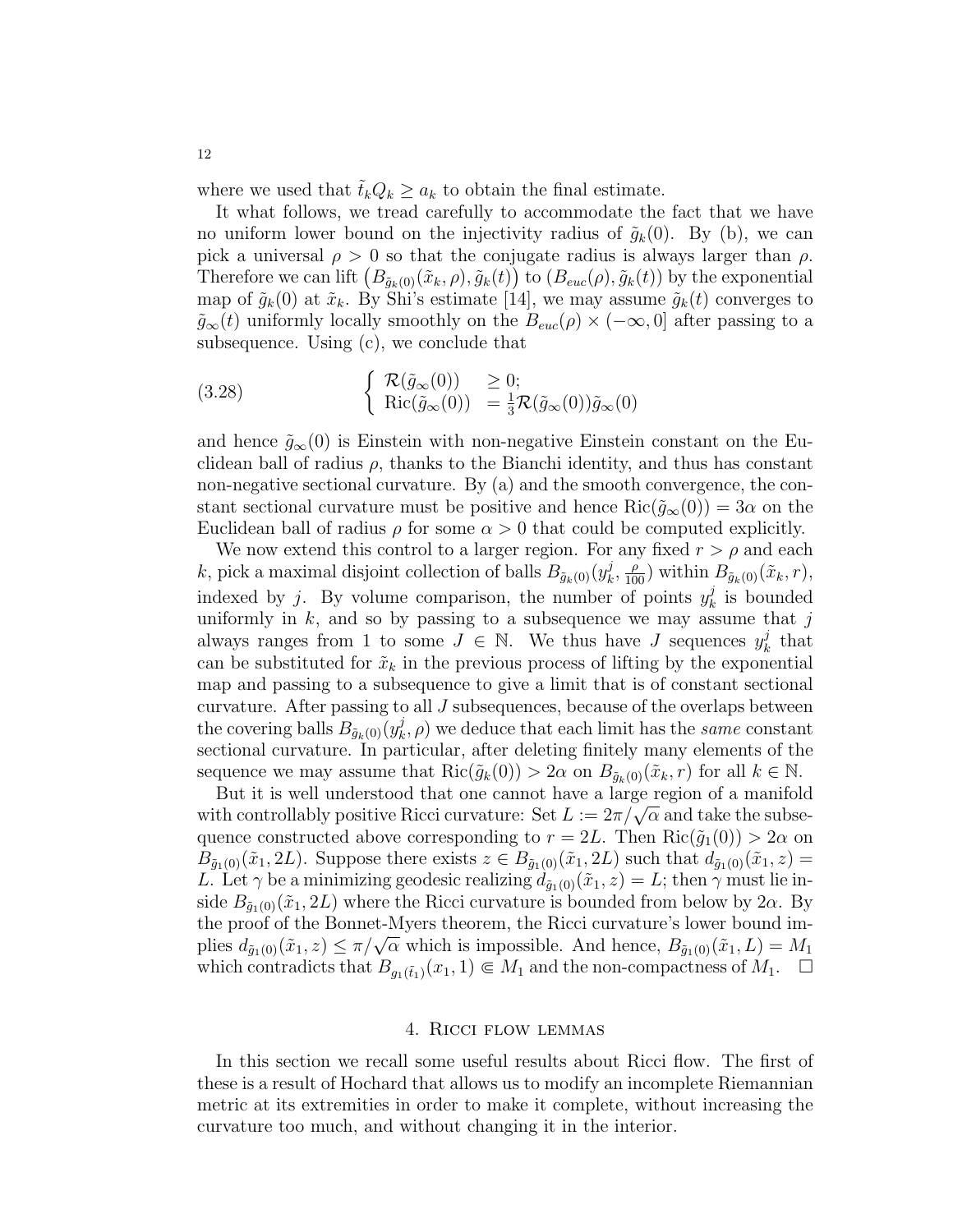where we used that $\tilde{t}_k Q_k \geq a_k$ to obtain the final estimate.

It what follows, we tread carefully to accommodate the fact that we have no uniform lower bound on the injectivity radius of $\tilde{g}_k(0)$. By (b), we can pick a universal $\rho > 0$ so that the conjugate radius is always larger than $\rho$. Therefore we can lift $\left(B_{\tilde{g}_k(0)}(\tilde{x}_k, \rho), \tilde{g}_k(t)\right)$ to $(B_{euc}(\rho), \tilde{g}_k(t))$ by the exponential map of $\tilde{g}_k(0)$ at $\tilde{x}_k$. By Shi's estimate [14], we may assume $\tilde{g}_k(t)$ converges to $\tilde{g}_\infty(t)$ uniformly locally smoothly on the $B_{euc}(\rho) \times (-\infty, 0]$ after passing to a subsequence. Using (c), we conclude that

$$
\left\{ \begin{array}{ll} \mathcal{R}(\tilde{g}_\infty(0)) & \geq 0; \\ \mathrm{Ric}(\tilde{g}_\infty(0)) & = \frac{1}{3}\mathcal{R}(\tilde{g}_\infty(0))\tilde{g}_\infty(0) \end{array} \right. \tag{3.28}
$$

and hence $\tilde{g}_\infty(0)$ is Einstein with non-negative Einstein constant on the Euclidean ball of radius $\rho$, thanks to the Bianchi identity, and thus has constant non-negative sectional curvature. By (a) and the smooth convergence, the constant sectional curvature must be positive and hence $\mathrm{Ric}(\tilde{g}_\infty(0)) = 3\alpha$ on the Euclidean ball of radius $\rho$ for some $\alpha > 0$ that could be computed explicitly.

We now extend this control to a larger region. For any fixed $r > \rho$ and each $k$, pick a maximal disjoint collection of balls $B_{\tilde{g}_k(0)}(y_k^j, \frac{\rho}{100})$ within $B_{\tilde{g}_k(0)}(\tilde{x}_k, r)$, indexed by $j$. By volume comparison, the number of points $y_k^j$ is bounded uniformly in $k$, and so by passing to a subsequence we may assume that $j$ always ranges from 1 to some $J \in \mathbb{N}$. We thus have $J$ sequences $y_k^j$ that can be substituted for $\tilde{x}_k$ in the previous process of lifting by the exponential map and passing to a subsequence to give a limit that is of constant sectional curvature. After passing to all $J$ subsequences, because of the overlaps between the covering balls $B_{\tilde{g}_k(0)}(y_k^j, \rho)$ we deduce that each limit has the *same* constant sectional curvature. In particular, after deleting finitely many elements of the sequence we may assume that $\mathrm{Ric}(\tilde{g}_k(0)) > 2\alpha$ on $B_{\tilde{g}_k(0)}(\tilde{x}_k, r)$ for all $k \in \mathbb{N}$.

But it is well understood that one cannot have a large region of a manifold with controllably positive Ricci curvature: Set $L := 2\pi/\sqrt{\alpha}$ and take the subsequence constructed above corresponding to $r = 2L$. Then $\mathrm{Ric}(\tilde{g}_1(0)) > 2\alpha$ on $B_{\tilde{g}_1(0)}(\tilde{x}_1, 2L)$. Suppose there exists $z \in B_{\tilde{g}_1(0)}(\tilde{x}_1, 2L)$ such that $d_{\tilde{g}_1(0)}(\tilde{x}_1, z) = L$. Let $\gamma$ be a minimizing geodesic realizing $d_{\tilde{g}_1(0)}(\tilde{x}_1, z) = L$; then $\gamma$ must lie inside $B_{\tilde{g}_1(0)}(\tilde{x}_1, 2L)$ where the Ricci curvature is bounded from below by $2\alpha$. By the proof of the Bonnet-Myers theorem, the Ricci curvature's lower bound implies $d_{\tilde{g}_1(0)}(\tilde{x}_1, z) \leq \pi/\sqrt{\alpha}$ which is impossible. And hence, $B_{\tilde{g}_1(0)}(\tilde{x}_1, L) = M_1$ which contradicts that $B_{g_1(\tilde{t}_1)}(x_1, 1) \Subset M_1$ and the non-compactness of $M_1$. $\square$

## 4. Ricci flow lemmas

In this section we recall some useful results about Ricci flow. The first of these is a result of Hochard that allows us to modify an incomplete Riemannian metric at its extremities in order to make it complete, without increasing the curvature too much, and without changing it in the interior.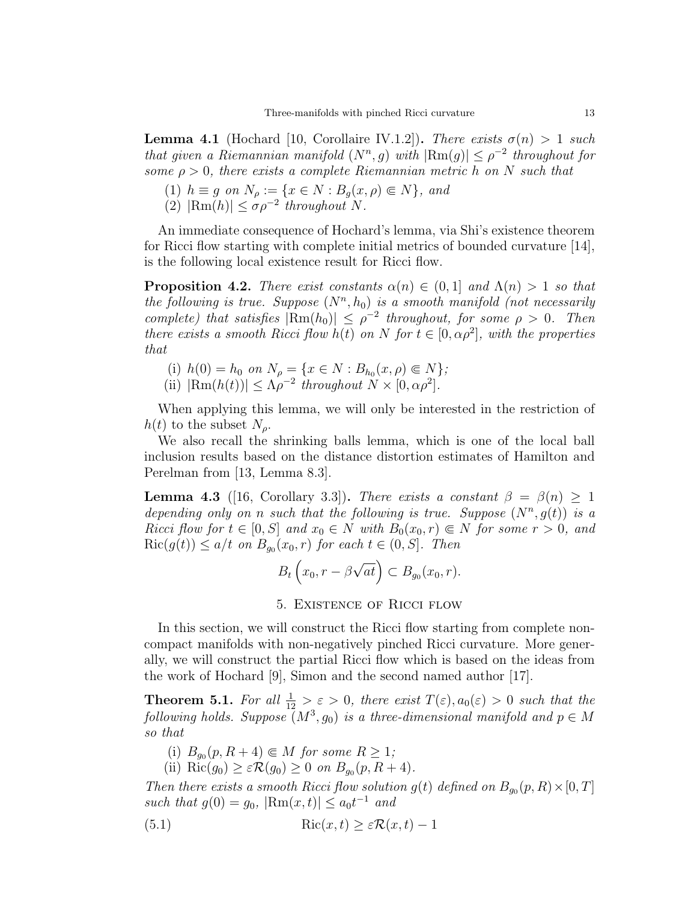**Lemma 4.1** (Hochard [10, Corollaire IV.1.2])**.** *There exists $\sigma(n) > 1$ such that given a Riemannian manifold $(N^n, g)$ with $|\mathrm{Rm}(g)| \le \rho^{-2}$ throughout for some $\rho > 0$, there exists a complete Riemannian metric $h$ on $N$ such that*

(1) *$h \equiv g$ on $N_\rho := \{x \in N : B_g(x, \rho) \Subset N\}$, and*
(2) *$|\mathrm{Rm}(h)| \le \sigma \rho^{-2}$ throughout $N$.*

An immediate consequence of Hochard's lemma, via Shi's existence theorem for Ricci flow starting with complete initial metrics of bounded curvature [14], is the following local existence result for Ricci flow.

**Proposition 4.2.** *There exist constants $\alpha(n) \in (0, 1]$ and $\Lambda(n) > 1$ so that the following is true. Suppose $(N^n, h_0)$ is a smooth manifold (not necessarily complete) that satisfies $|\mathrm{Rm}(h_0)| \le \rho^{-2}$ throughout, for some $\rho > 0$. Then there exists a smooth Ricci flow $h(t)$ on $N$ for $t \in [0, \alpha\rho^2]$, with the properties that*

(i) *$h(0) = h_0$ on $N_\rho = \{x \in N : B_{h_0}(x, \rho) \Subset N\}$;*
(ii) *$|\mathrm{Rm}(h(t))| \le \Lambda \rho^{-2}$ throughout $N \times [0, \alpha\rho^2]$.*

When applying this lemma, we will only be interested in the restriction of $h(t)$ to the subset $N_\rho$.

We also recall the shrinking balls lemma, which is one of the local ball inclusion results based on the distance distortion estimates of Hamilton and Perelman from [13, Lemma 8.3].

**Lemma 4.3** ([16, Corollary 3.3])**.** *There exists a constant $\beta = \beta(n) \ge 1$ depending only on $n$ such that the following is true. Suppose $(N^n, g(t))$ is a Ricci flow for $t \in [0, S]$ and $x_0 \in N$ with $B_0(x_0, r) \Subset N$ for some $r > 0$, and $\mathrm{Ric}(g(t)) \le a/t$ on $B_{g_0}(x_0, r)$ for each $t \in (0, S]$. Then*

$$B_t\left(x_0, r - \beta\sqrt{at}\right) \subset B_{g_0}(x_0, r).$$

## 5. Existence of Ricci flow

In this section, we will construct the Ricci flow starting from complete non-compact manifolds with non-negatively pinched Ricci curvature. More generally, we will construct the partial Ricci flow which is based on the ideas from the work of Hochard [9], Simon and the second named author [17].

**Theorem 5.1.** *For all $\frac{1}{12} > \varepsilon > 0$, there exist $T(\varepsilon), a_0(\varepsilon) > 0$ such that the following holds. Suppose $(M^3, g_0)$ is a three-dimensional manifold and $p \in M$ so that*

(i) *$B_{g_0}(p, R + 4) \Subset M$ for some $R \ge 1$;*
(ii) *$\mathrm{Ric}(g_0) \ge \varepsilon \mathcal{R}(g_0) \ge 0$ on $B_{g_0}(p, R + 4)$.*

*Then there exists a smooth Ricci flow solution $g(t)$ defined on $B_{g_0}(p, R) \times [0, T]$ such that $g(0) = g_0$, $|\mathrm{Rm}(x, t)| \le a_0 t^{-1}$ and*

$$\mathrm{Ric}(x, t) \ge \varepsilon \mathcal{R}(x, t) - 1 \tag{5.1}$$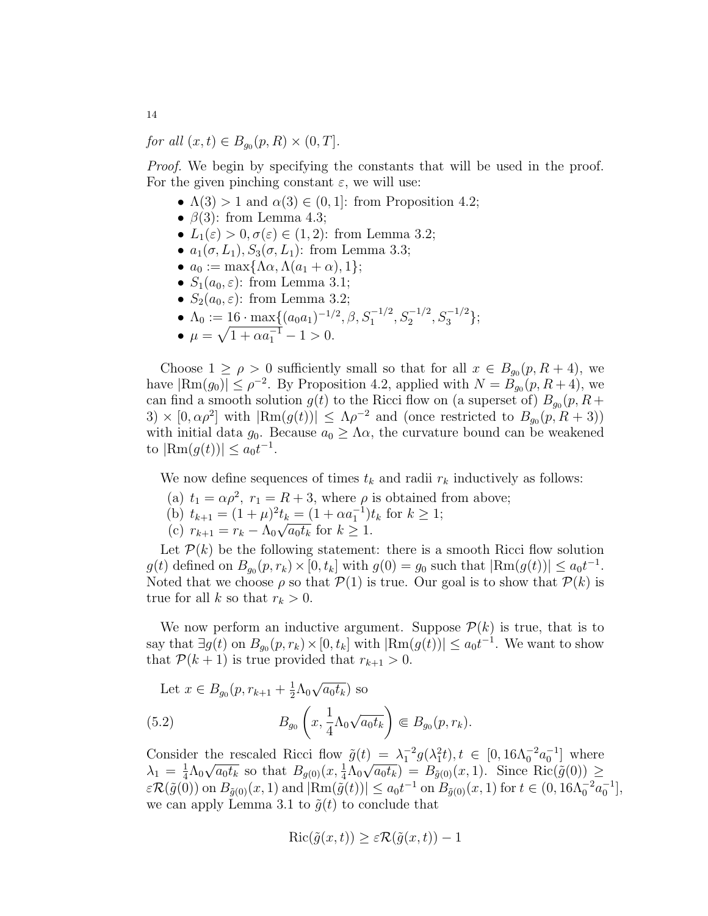*for all* $(x,t) \in B_{g_0}(p,R) \times (0,T]$.

*Proof.* We begin by specifying the constants that will be used in the proof. For the given pinching constant $\varepsilon$, we will use:

- $\Lambda(3) > 1$ and $\alpha(3) \in (0,1]$: from Proposition 4.2;
- $\beta(3)$: from Lemma 4.3;
- $L_1(\varepsilon) > 0, \sigma(\varepsilon) \in (1,2)$: from Lemma 3.2;
- $a_1(\sigma, L_1), S_3(\sigma, L_1)$: from Lemma 3.3;
- $a_0 := \max\{\Lambda\alpha, \Lambda(a_1+\alpha), 1\}$;
- $S_1(a_0,\varepsilon)$: from Lemma 3.1;
- $S_2(a_0,\varepsilon)$: from Lemma 3.2;
- $\Lambda_0 := 16 \cdot \max\{(a_0a_1)^{-1/2}, \beta, S_1^{-1/2}, S_2^{-1/2}, S_3^{-1/2}\}$;
- $\mu = \sqrt{1+\alpha a_1^{-1}} - 1 > 0$.

Choose $1 \geq \rho > 0$ sufficiently small so that for all $x \in B_{g_0}(p, R+4)$, we have $|\mathrm{Rm}(g_0)| \leq \rho^{-2}$. By Proposition 4.2, applied with $N = B_{g_0}(p,R+4)$, we can find a smooth solution $g(t)$ to the Ricci flow on (a superset of) $B_{g_0}(p,R+3) \times [0,\alpha\rho^2]$ with $|\mathrm{Rm}(g(t))| \leq \Lambda\rho^{-2}$ and (once restricted to $B_{g_0}(p,R+3)$) with initial data $g_0$. Because $a_0 \geq \Lambda\alpha$, the curvature bound can be weakened to $|\mathrm{Rm}(g(t))| \leq a_0 t^{-1}$.

We now define sequences of times $t_k$ and radii $r_k$ inductively as follows:

(a) $t_1 = \alpha\rho^2,\ r_1 = R+3$, where $\rho$ is obtained from above;
(b) $t_{k+1} = (1+\mu)^2 t_k = (1+\alpha a_1^{-1})t_k$ for $k \geq 1$;
(c) $r_{k+1} = r_k - \Lambda_0\sqrt{a_0 t_k}$ for $k \geq 1$.

Let $\mathcal{P}(k)$ be the following statement: there is a smooth Ricci flow solution $g(t)$ defined on $B_{g_0}(p,r_k) \times [0,t_k]$ with $g(0) = g_0$ such that $|\mathrm{Rm}(g(t))| \leq a_0 t^{-1}$. Noted that we choose $\rho$ so that $\mathcal{P}(1)$ is true. Our goal is to show that $\mathcal{P}(k)$ is true for all $k$ so that $r_k > 0$.

We now perform an inductive argument. Suppose $\mathcal{P}(k)$ is true, that is to say that $\exists g(t)$ on $B_{g_0}(p,r_k) \times [0,t_k]$ with $|\mathrm{Rm}(g(t))| \leq a_0 t^{-1}$. We want to show that $\mathcal{P}(k+1)$ is true provided that $r_{k+1} > 0$.

Let $x \in B_{g_0}(p, r_{k+1} + \frac{1}{2}\Lambda_0\sqrt{a_0 t_k})$ so

$$B_{g_0}\left(x, \frac{1}{4}\Lambda_0\sqrt{a_0 t_k}\right) \Subset B_{g_0}(p,r_k). \tag{5.2}$$

Consider the rescaled Ricci flow $\tilde{g}(t) = \lambda_1^{-2} g(\lambda_1^2 t), t \in [0, 16\Lambda_0^{-2}a_0^{-1}]$ where $\lambda_1 = \frac{1}{4}\Lambda_0\sqrt{a_0 t_k}$ so that $B_{g(0)}(x, \frac{1}{4}\Lambda_0\sqrt{a_0 t_k}) = B_{\tilde{g}(0)}(x,1)$. Since $\mathrm{Ric}(\tilde{g}(0)) \geq \varepsilon\mathcal{R}(\tilde{g}(0))$ on $B_{\tilde{g}(0)}(x,1)$ and $|\mathrm{Rm}(\tilde{g}(t))| \leq a_0 t^{-1}$ on $B_{\tilde{g}(0)}(x,1)$ for $t \in (0, 16\Lambda_0^{-2}a_0^{-1}]$, we can apply Lemma 3.1 to $\tilde{g}(t)$ to conclude that

$$\mathrm{Ric}(\tilde{g}(x,t)) \geq \varepsilon\mathcal{R}(\tilde{g}(x,t)) - 1$$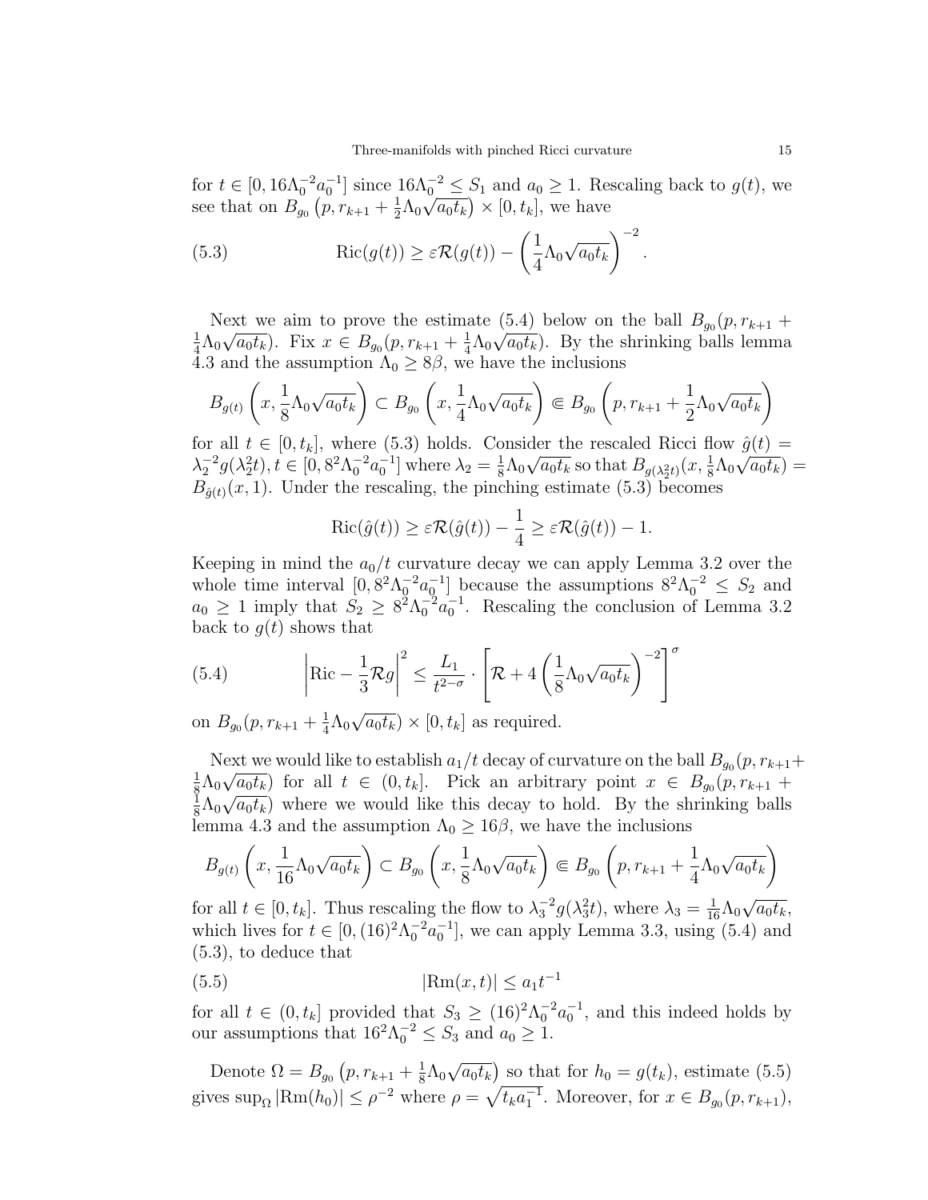for $t \in [0, 16\Lambda_0^{-2}a_0^{-1}]$ since $16\Lambda_0^{-2} \leq S_1$ and $a_0 \geq 1$. Rescaling back to $g(t)$, we see that on $B_{g_0}\left(p, r_{k+1} + \frac{1}{2}\Lambda_0\sqrt{a_0 t_k}\right) \times [0, t_k]$, we have

$$\operatorname{Ric}(g(t)) \geq \varepsilon \mathcal{R}(g(t)) - \left(\frac{1}{4}\Lambda_0\sqrt{a_0 t_k}\right)^{-2}. \tag{5.3}$$

Next we aim to prove the estimate (5.4) below on the ball $B_{g_0}(p, r_{k+1} + \frac{1}{4}\Lambda_0\sqrt{a_0 t_k})$. Fix $x \in B_{g_0}(p, r_{k+1} + \frac{1}{4}\Lambda_0\sqrt{a_0 t_k})$. By the shrinking balls lemma 4.3 and the assumption $\Lambda_0 \geq 8\beta$, we have the inclusions

$$B_{g(t)}\left(x, \frac{1}{8}\Lambda_0\sqrt{a_0 t_k}\right) \subset B_{g_0}\left(x, \frac{1}{4}\Lambda_0\sqrt{a_0 t_k}\right) \Subset B_{g_0}\left(p, r_{k+1} + \frac{1}{2}\Lambda_0\sqrt{a_0 t_k}\right)$$

for all $t \in [0, t_k]$, where (5.3) holds. Consider the rescaled Ricci flow $\hat{g}(t) = \lambda_2^{-2} g(\lambda_2^2 t), t \in [0, 8^2\Lambda_0^{-2}a_0^{-1}]$ where $\lambda_2 = \frac{1}{8}\Lambda_0\sqrt{a_0 t_k}$ so that $B_{g(\lambda_2^2 t)}(x, \frac{1}{8}\Lambda_0\sqrt{a_0 t_k}) = B_{\hat{g}(t)}(x, 1)$. Under the rescaling, the pinching estimate (5.3) becomes

$$\operatorname{Ric}(\hat{g}(t)) \geq \varepsilon \mathcal{R}(\hat{g}(t)) - \frac{1}{4} \geq \varepsilon \mathcal{R}(\hat{g}(t)) - 1.$$

Keeping in mind the $a_0/t$ curvature decay we can apply Lemma 3.2 over the whole time interval $[0, 8^2\Lambda_0^{-2}a_0^{-1}]$ because the assumptions $8^2\Lambda_0^{-2} \leq S_2$ and $a_0 \geq 1$ imply that $S_2 \geq 8^2\Lambda_0^{-2}a_0^{-1}$. Rescaling the conclusion of Lemma 3.2 back to $g(t)$ shows that

$$\left|\operatorname{Ric} - \frac{1}{3}\mathcal{R}g\right|^2 \leq \frac{L_1}{t^{2-\sigma}} \cdot \left[\mathcal{R} + 4\left(\frac{1}{8}\Lambda_0\sqrt{a_0 t_k}\right)^{-2}\right]^\sigma \tag{5.4}$$

on $B_{g_0}(p, r_{k+1} + \frac{1}{4}\Lambda_0\sqrt{a_0 t_k}) \times [0, t_k]$ as required.

Next we would like to establish $a_1/t$ decay of curvature on the ball $B_{g_0}(p, r_{k+1} + \frac{1}{8}\Lambda_0\sqrt{a_0 t_k})$ for all $t \in (0, t_k]$. Pick an arbitrary point $x \in B_{g_0}(p, r_{k+1} + \frac{1}{8}\Lambda_0\sqrt{a_0 t_k})$ where we would like this decay to hold. By the shrinking balls lemma 4.3 and the assumption $\Lambda_0 \geq 16\beta$, we have the inclusions

$$B_{g(t)}\left(x, \frac{1}{16}\Lambda_0\sqrt{a_0 t_k}\right) \subset B_{g_0}\left(x, \frac{1}{8}\Lambda_0\sqrt{a_0 t_k}\right) \Subset B_{g_0}\left(p, r_{k+1} + \frac{1}{4}\Lambda_0\sqrt{a_0 t_k}\right)$$

for all $t \in [0, t_k]$. Thus rescaling the flow to $\lambda_3^{-2} g(\lambda_3^2 t)$, where $\lambda_3 = \frac{1}{16}\Lambda_0\sqrt{a_0 t_k}$, which lives for $t \in [0, (16)^2\Lambda_0^{-2}a_0^{-1}]$, we can apply Lemma 3.3, using (5.4) and (5.3), to deduce that

$$|\operatorname{Rm}(x, t)| \leq a_1 t^{-1} \tag{5.5}$$

for all $t \in (0, t_k]$ provided that $S_3 \geq (16)^2\Lambda_0^{-2}a_0^{-1}$, and this indeed holds by our assumptions that $16^2\Lambda_0^{-2} \leq S_3$ and $a_0 \geq 1$.

Denote $\Omega = B_{g_0}\left(p, r_{k+1} + \frac{1}{8}\Lambda_0\sqrt{a_0 t_k}\right)$ so that for $h_0 = g(t_k)$, estimate (5.5) gives $\sup_\Omega |\operatorname{Rm}(h_0)| \leq \rho^{-2}$ where $\rho = \sqrt{t_k a_1^{-1}}$. Moreover, for $x \in B_{g_0}(p, r_{k+1})$,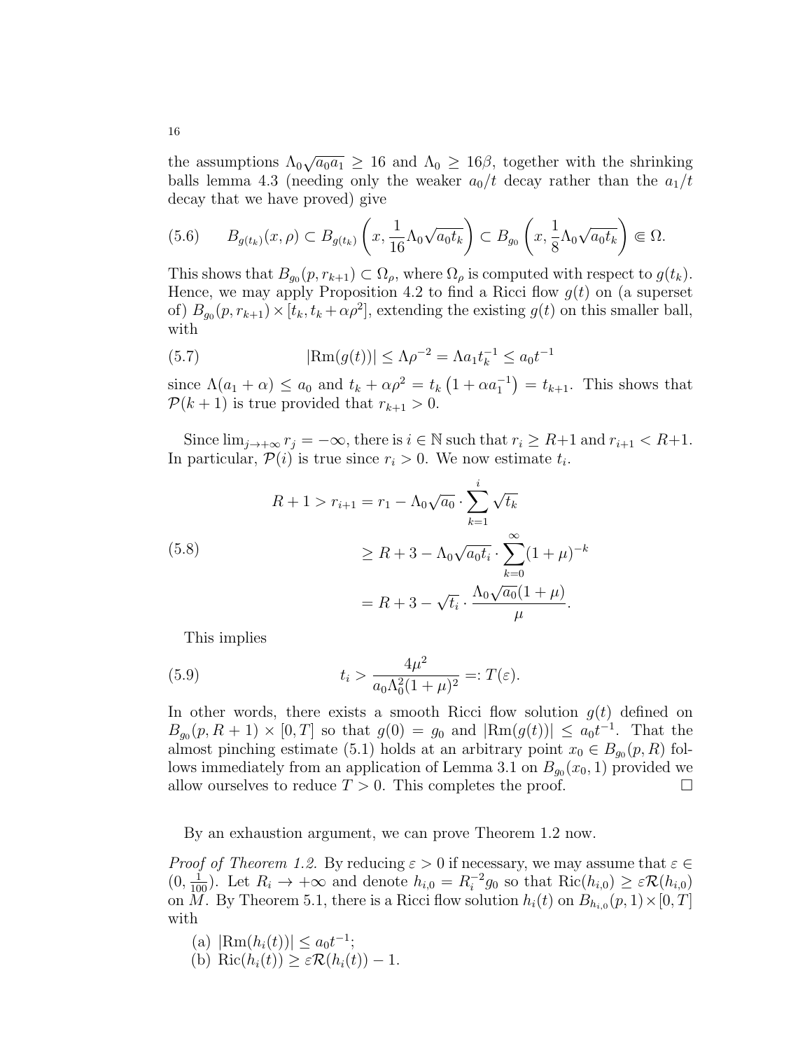the assumptions $\Lambda_0\sqrt{a_0 a_1} \geq 16$ and $\Lambda_0 \geq 16\beta$, together with the shrinking balls lemma 4.3 (needing only the weaker $a_0/t$ decay rather than the $a_1/t$ decay that we have proved) give

$$B_{g(t_k)}(x,\rho) \subset B_{g(t_k)}\left(x, \frac{1}{16}\Lambda_0\sqrt{a_0 t_k}\right) \subset B_{g_0}\left(x, \frac{1}{8}\Lambda_0\sqrt{a_0 t_k}\right) \Subset \Omega. \tag{5.6}$$

This shows that $B_{g_0}(p, r_{k+1}) \subset \Omega_\rho$, where $\Omega_\rho$ is computed with respect to $g(t_k)$. Hence, we may apply Proposition 4.2 to find a Ricci flow $g(t)$ on (a superset of) $B_{g_0}(p, r_{k+1}) \times [t_k, t_k + \alpha\rho^2]$, extending the existing $g(t)$ on this smaller ball, with

$$|\text{Rm}(g(t))| \leq \Lambda\rho^{-2} = \Lambda a_1 t_k^{-1} \leq a_0 t^{-1} \tag{5.7}$$

since $\Lambda(a_1 + \alpha) \leq a_0$ and $t_k + \alpha\rho^2 = t_k\left(1 + \alpha a_1^{-1}\right) = t_{k+1}$. This shows that $\mathcal{P}(k+1)$ is true provided that $r_{k+1} > 0$.

Since $\lim_{j\to+\infty} r_j = -\infty$, there is $i \in \mathbb{N}$ such that $r_i \geq R+1$ and $r_{i+1} < R+1$. In particular, $\mathcal{P}(i)$ is true since $r_i > 0$. We now estimate $t_i$.

$$\begin{aligned}
R + 1 > r_{i+1} &= r_1 - \Lambda_0\sqrt{a_0} \cdot \sum_{k=1}^{i} \sqrt{t_k} \\
&\geq R + 3 - \Lambda_0\sqrt{a_0 t_i} \cdot \sum_{k=0}^{\infty} (1+\mu)^{-k} \\
&= R + 3 - \sqrt{t_i} \cdot \frac{\Lambda_0\sqrt{a_0}(1+\mu)}{\mu}.
\end{aligned} \tag{5.8}$$

This implies

$$t_i > \frac{4\mu^2}{a_0\Lambda_0^2(1+\mu)^2} =: T(\varepsilon). \tag{5.9}$$

In other words, there exists a smooth Ricci flow solution $g(t)$ defined on $B_{g_0}(p, R+1) \times [0, T]$ so that $g(0) = g_0$ and $|\text{Rm}(g(t))| \leq a_0 t^{-1}$. That the almost pinching estimate (5.1) holds at an arbitrary point $x_0 \in B_{g_0}(p, R)$ follows immediately from an application of Lemma 3.1 on $B_{g_0}(x_0, 1)$ provided we allow ourselves to reduce $T > 0$. This completes the proof. $\square$

By an exhaustion argument, we can prove Theorem 1.2 now.

*Proof of Theorem 1.2.* By reducing $\varepsilon > 0$ if necessary, we may assume that $\varepsilon \in (0, \frac{1}{100})$. Let $R_i \to +\infty$ and denote $h_{i,0} = R_i^{-2} g_0$ so that $\text{Ric}(h_{i,0}) \geq \varepsilon\mathcal{R}(h_{i,0})$ on $M$. By Theorem 5.1, there is a Ricci flow solution $h_i(t)$ on $B_{h_{i,0}}(p, 1) \times [0, T]$ with

(a) $|\text{Rm}(h_i(t))| \leq a_0 t^{-1}$;
(b) $\text{Ric}(h_i(t)) \geq \varepsilon\mathcal{R}(h_i(t)) - 1$.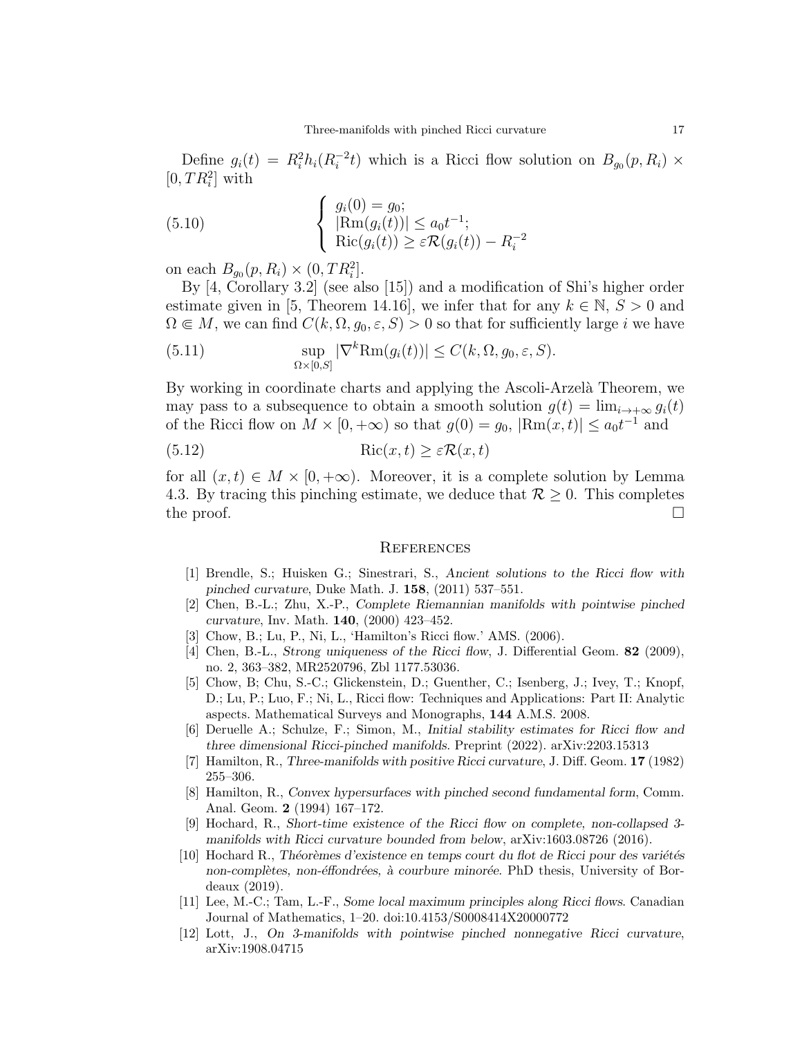Define $g_i(t) = R_i^2 h_i(R_i^{-2}t)$ which is a Ricci flow solution on $B_{g_0}(p, R_i) \times [0, TR_i^2]$ with

$$
\left\{ \begin{array}{l} g_i(0) = g_0; \\ |\mathrm{Rm}(g_i(t))| \le a_0 t^{-1}; \\ \mathrm{Ric}(g_i(t)) \ge \varepsilon \mathcal{R}(g_i(t)) - R_i^{-2} \end{array} \right. \tag{5.10}
$$

on each $B_{g_0}(p, R_i) \times (0, TR_i^2]$.

By [4, Corollary 3.2] (see also [15]) and a modification of Shi's higher order estimate given in [5, Theorem 14.16], we infer that for any $k \in \mathbb{N}$, $S > 0$ and $\Omega \Subset M$, we can find $C(k, \Omega, g_0, \varepsilon, S) > 0$ so that for sufficiently large $i$ we have

$$
\sup_{\Omega \times [0,S]} |\nabla^k \mathrm{Rm}(g_i(t))| \le C(k, \Omega, g_0, \varepsilon, S). \tag{5.11}
$$

By working in coordinate charts and applying the Ascoli-Arzelà Theorem, we may pass to a subsequence to obtain a smooth solution $g(t) = \lim_{i \to +\infty} g_i(t)$ of the Ricci flow on $M \times [0, +\infty)$ so that $g(0) = g_0$, $|\mathrm{Rm}(x, t)| \le a_0 t^{-1}$ and

$$
\mathrm{Ric}(x, t) \ge \varepsilon \mathcal{R}(x, t) \tag{5.12}
$$

for all $(x, t) \in M \times [0, +\infty)$. Moreover, it is a complete solution by Lemma 4.3. By tracing this pinching estimate, we deduce that $\mathcal{R} \ge 0$. This completes the proof. □

## References

[1] Brendle, S.; Huisken G.; Sinestrari, S., *Ancient solutions to the Ricci flow with pinched curvature*, Duke Math. J. **158**, (2011) 537–551.

[2] Chen, B.-L.; Zhu, X.-P., *Complete Riemannian manifolds with pointwise pinched curvature*, Inv. Math. **140**, (2000) 423–452.

[3] Chow, B.; Lu, P., Ni, L., 'Hamilton's Ricci flow.' AMS. (2006).

[4] Chen, B.-L., *Strong uniqueness of the Ricci flow*, J. Differential Geom. **82** (2009), no. 2, 363–382, MR2520796, Zbl 1177.53036.

[5] Chow, B; Chu, S.-C.; Glickenstein, D.; Guenther, C.; Isenberg, J.; Ivey, T.; Knopf, D.; Lu, P.; Luo, F.; Ni, L., Ricci flow: Techniques and Applications: Part II: Analytic aspects. Mathematical Surveys and Monographs, **144** A.M.S. 2008.

[6] Deruelle A.; Schulze, F.; Simon, M., *Initial stability estimates for Ricci flow and three dimensional Ricci-pinched manifolds*. Preprint (2022). arXiv:2203.15313

[7] Hamilton, R., *Three-manifolds with positive Ricci curvature*, J. Diff. Geom. **17** (1982) 255–306.

[8] Hamilton, R., *Convex hypersurfaces with pinched second fundamental form*, Comm. Anal. Geom. **2** (1994) 167–172.

[9] Hochard, R., *Short-time existence of the Ricci flow on complete, non-collapsed 3-manifolds with Ricci curvature bounded from below*, arXiv:1603.08726 (2016).

[10] Hochard R., *Théorèmes d'existence en temps court du flot de Ricci pour des variétés non-complètes, non-éffondrées, à courbure minorée.* PhD thesis, University of Bordeaux (2019).

[11] Lee, M.-C.; Tam, L.-F., *Some local maximum principles along Ricci flows*. Canadian Journal of Mathematics, 1–20. doi:10.4153/S0008414X20000772

[12] Lott, J., *On 3-manifolds with pointwise pinched nonnegative Ricci curvature*, arXiv:1908.04715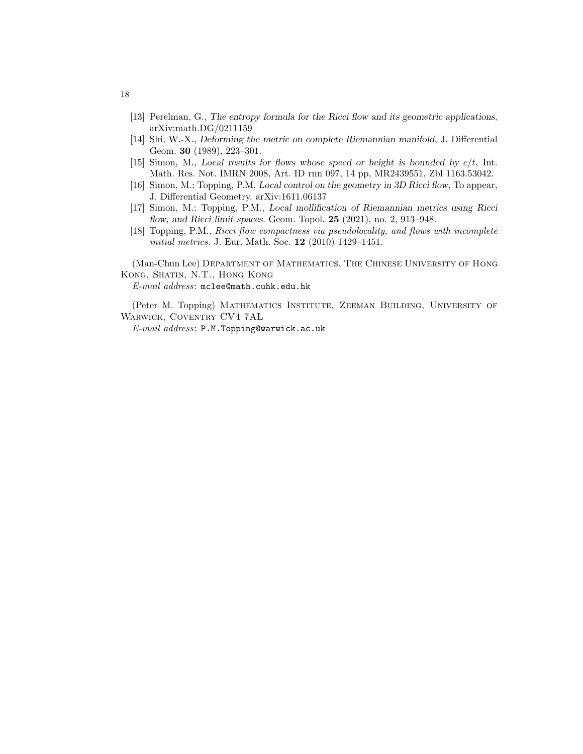[13] Perelman, G., *The entropy formula for the Ricci flow and its geometric applications*, arXiv:math.DG/0211159

[14] Shi, W.-X., *Deforming the metric on complete Riemannian manifold*, J. Differential Geom. **30** (1989), 223–301.

[15] Simon, M., *Local results for flows whose speed or height is bounded by $c/t$*, Int. Math. Res. Not. IMRN 2008, Art. ID rnn 097, 14 pp, MR2439551, Zbl 1163.53042.

[16] Simon, M.; Topping, P.M. *Local control on the geometry in 3D Ricci flow*, To appear, J. Differential Geometry. arXiv:1611.06137

[17] Simon, M.; Topping, P.M., *Local mollification of Riemannian metrics using Ricci flow, and Ricci limit spaces*. Geom. Topol. **25** (2021), no. 2, 913–948.

[18] Topping, P.M., *Ricci flow compactness via pseudolocality, and flows with incomplete initial metrics.* J. Eur. Math. Soc. **12** (2010) 1429–1451.

(Man-Chun Lee) Department of Mathematics, The Chinese University of Hong Kong, Shatin, N.T., Hong Kong

*E-mail address*: `mclee@math.cuhk.edu.hk`

(Peter M. Topping) Mathematics Institute, Zeeman Building, University of Warwick, Coventry CV4 7AL

*E-mail address*: `P.M.Topping@warwick.ac.uk`